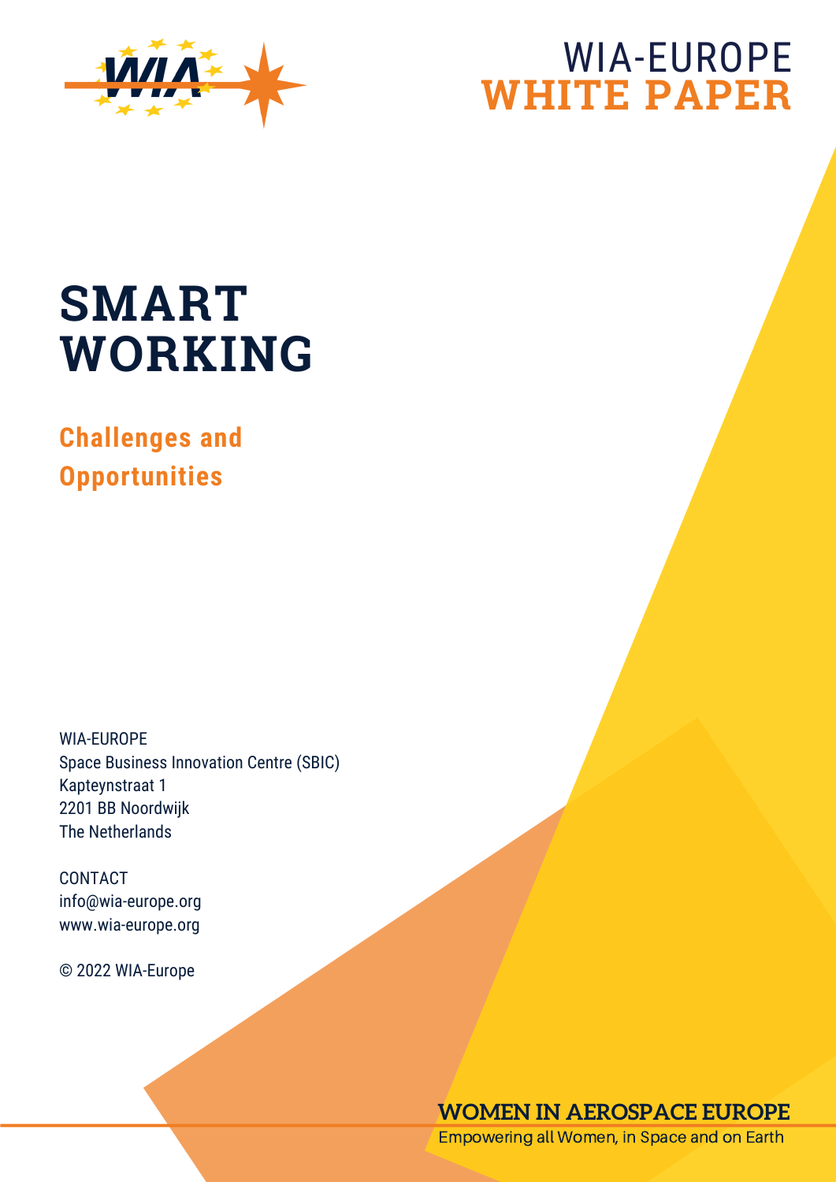WIA-EUROPE
**WHITE PAPER**

# SMART WORKING

## Challenges and Opportunities

WIA-EUROPE
Space Business Innovation Centre (SBIC)
Kapteynstraat 1
2201 BB Noordwijk
The Netherlands

CONTACT
info@wia-europe.org
www.wia-europe.org

© 2022 WIA-Europe

**WOMEN IN AEROSPACE EUROPE**
Empowering all Women, in Space and on Earth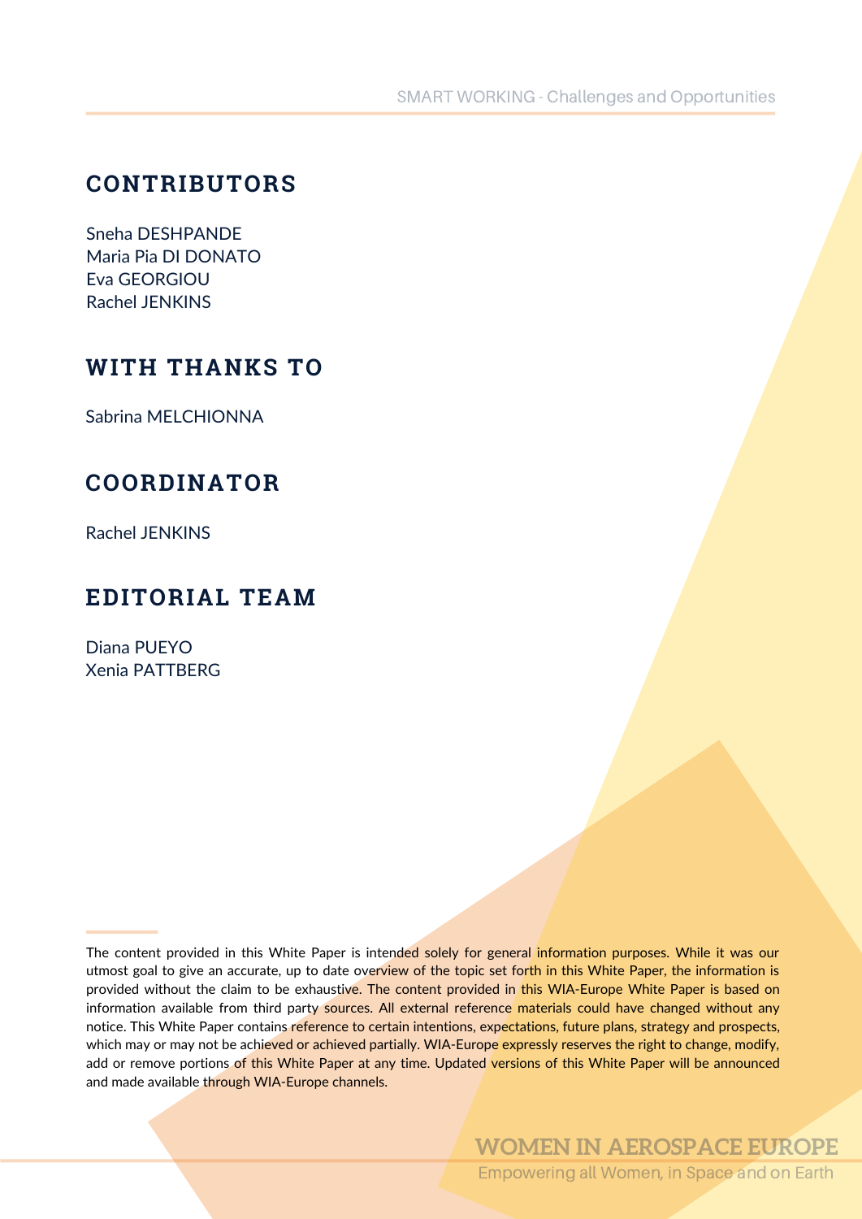## CONTRIBUTORS

Sneha DESHPANDE
Maria Pia DI DONATO
Eva GEORGIOU
Rachel JENKINS

## WITH THANKS TO

Sabrina MELCHIONNA

## COORDINATOR

Rachel JENKINS

## EDITORIAL TEAM

Diana PUEYO
Xenia PATTBERG

The content provided in this White Paper is intended solely for general information purposes. While it was our utmost goal to give an accurate, up to date overview of the topic set forth in this White Paper, the information is provided without the claim to be exhaustive. The content provided in this WIA-Europe White Paper is based on information available from third party sources. All external reference materials could have changed without any notice. This White Paper contains reference to certain intentions, expectations, future plans, strategy and prospects, which may or may not be achieved or achieved partially. WIA-Europe expressly reserves the right to change, modify, add or remove portions of this White Paper at any time. Updated versions of this White Paper will be announced and made available through WIA-Europe channels.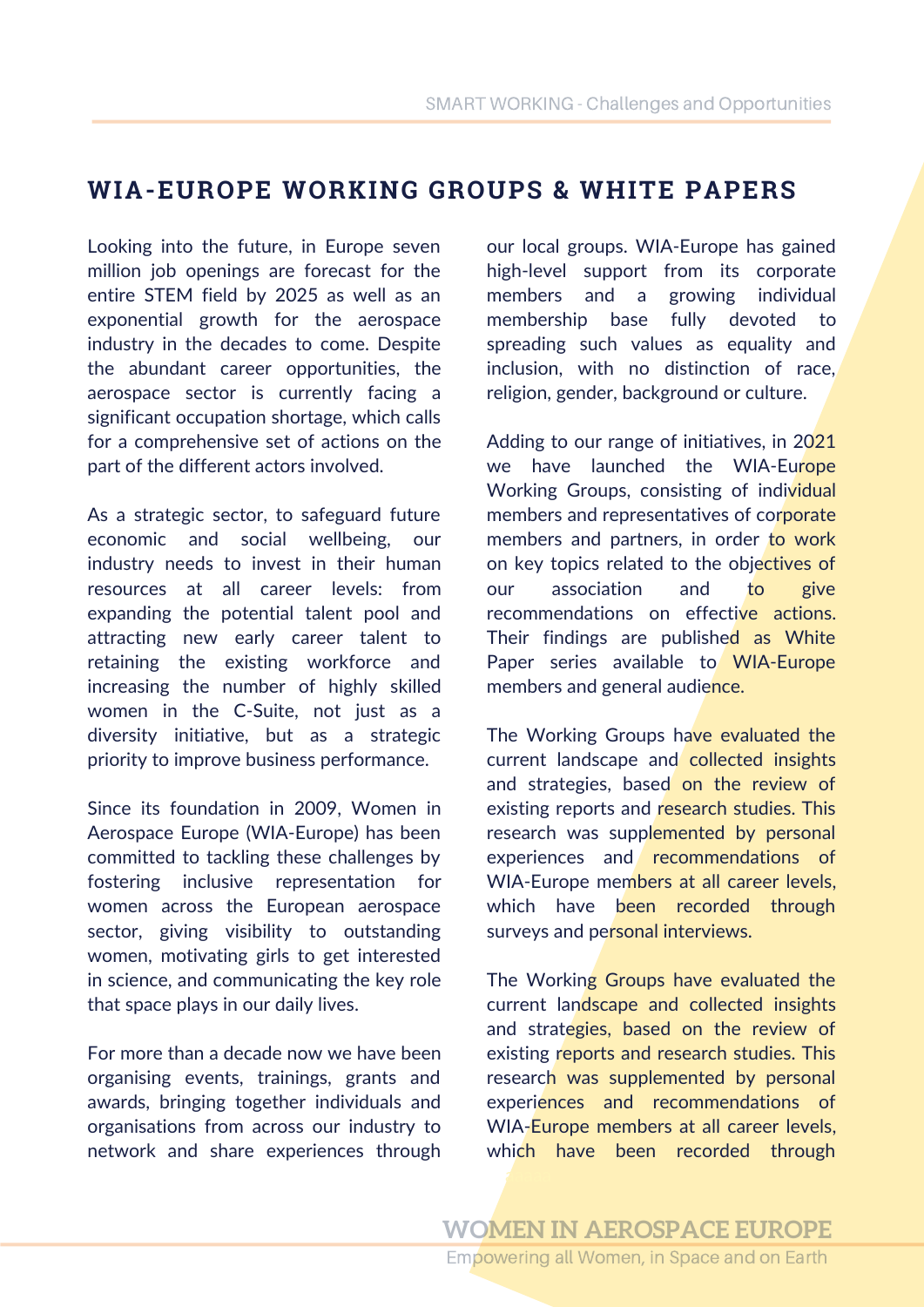# WIA-EUROPE WORKING GROUPS & WHITE PAPERS

Looking into the future, in Europe seven million job openings are forecast for the entire STEM field by 2025 as well as an exponential growth for the aerospace industry in the decades to come. Despite the abundant career opportunities, the aerospace sector is currently facing a significant occupation shortage, which calls for a comprehensive set of actions on the part of the different actors involved.

As a strategic sector, to safeguard future economic and social wellbeing, our industry needs to invest in their human resources at all career levels: from expanding the potential talent pool and attracting new early career talent to retaining the existing workforce and increasing the number of highly skilled women in the C-Suite, not just as a diversity initiative, but as a strategic priority to improve business performance.

Since its foundation in 2009, Women in Aerospace Europe (WIA-Europe) has been committed to tackling these challenges by fostering inclusive representation for women across the European aerospace sector, giving visibility to outstanding women, motivating girls to get interested in science, and communicating the key role that space plays in our daily lives.

For more than a decade now we have been organising events, trainings, grants and awards, bringing together individuals and organisations from across our industry to network and share experiences through our local groups. WIA-Europe has gained high-level support from its corporate members and a growing individual membership base fully devoted to spreading such values as equality and inclusion, with no distinction of race, religion, gender, background or culture.

Adding to our range of initiatives, in 2021 we have launched the WIA-Europe Working Groups, consisting of individual members and representatives of corporate members and partners, in order to work on key topics related to the objectives of our association and to give recommendations on effective actions. Their findings are published as White Paper series available to WIA-Europe members and general audience.

The Working Groups have evaluated the current landscape and collected insights and strategies, based on the review of existing reports and research studies. This research was supplemented by personal experiences and recommendations of WIA-Europe members at all career levels, which have been recorded through surveys and personal interviews.

The Working Groups have evaluated the current landscape and collected insights and strategies, based on the review of existing reports and research studies. This research was supplemented by personal experiences and recommendations of WIA-Europe members at all career levels, which have been recorded through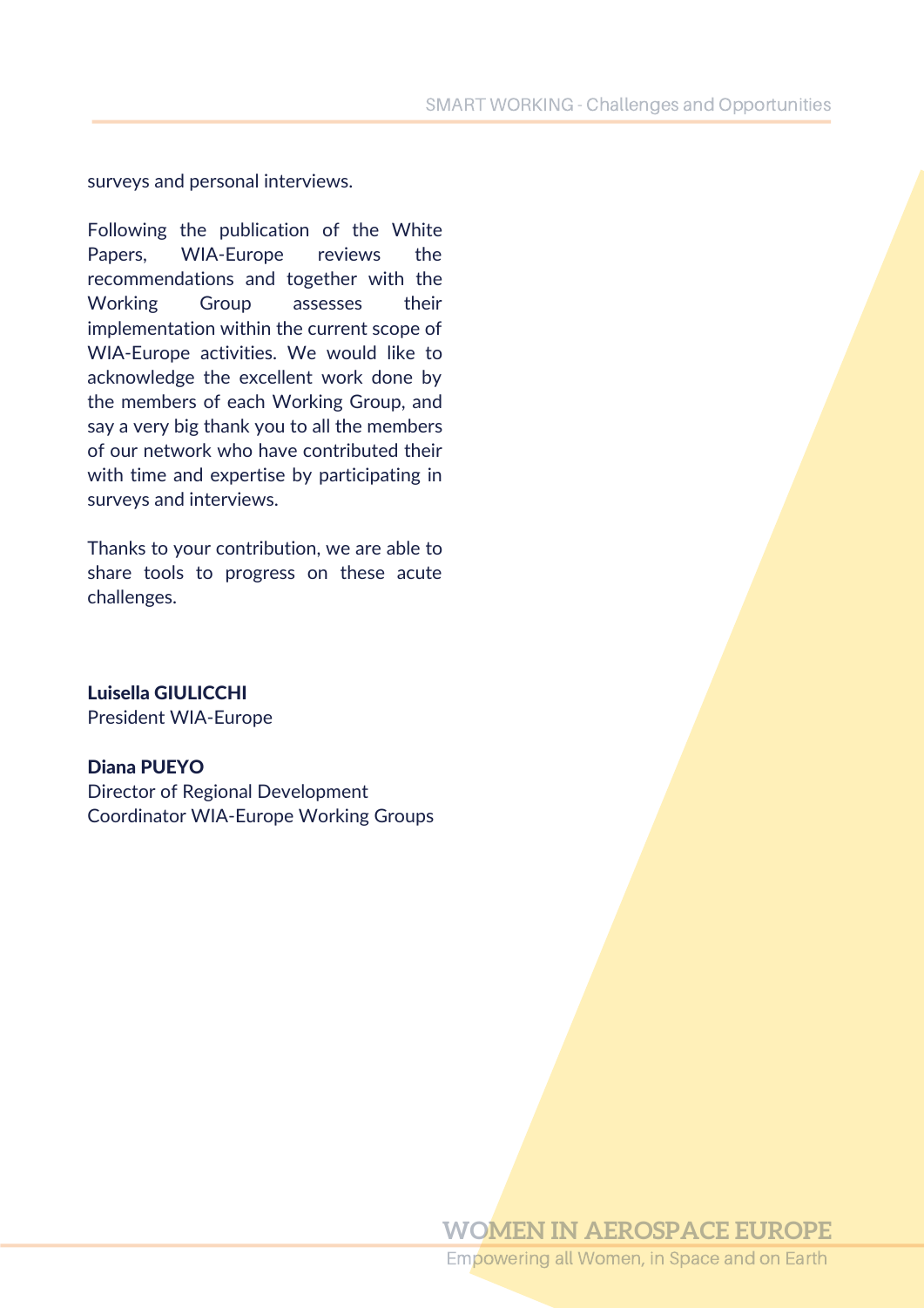surveys and personal interviews.

Following the publication of the White Papers, WIA-Europe reviews the recommendations and together with the Working Group assesses their implementation within the current scope of WIA-Europe activities. We would like to acknowledge the excellent work done by the members of each Working Group, and say a very big thank you to all the members of our network who have contributed their with time and expertise by participating in surveys and interviews.

Thanks to your contribution, we are able to share tools to progress on these acute challenges.

**Luisella GIULICCHI**
President WIA-Europe

**Diana PUEYO**
Director of Regional Development
Coordinator WIA-Europe Working Groups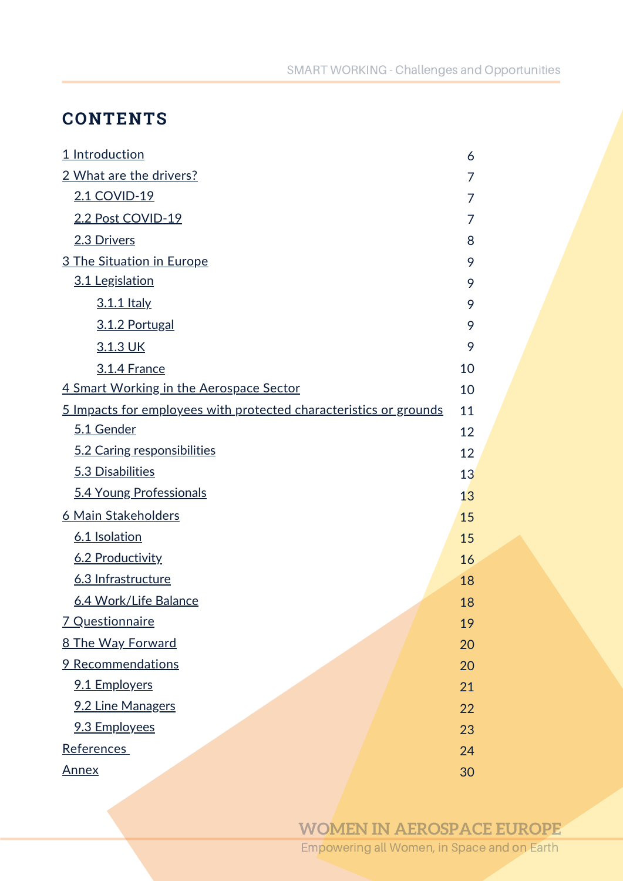# CONTENTS

| | |
|---|---|
| 1 Introduction | 6 |
| 2 What are the drivers? | 7 |
| 2.1 COVID-19 | 7 |
| 2.2 Post COVID-19 | 7 |
| 2.3 Drivers | 8 |
| 3 The Situation in Europe | 9 |
| 3.1 Legislation | 9 |
| 3.1.1 Italy | 9 |
| 3.1.2 Portugal | 9 |
| 3.1.3 UK | 9 |
| 3.1.4 France | 10 |
| 4 Smart Working in the Aerospace Sector | 10 |
| 5 Impacts for employees with protected characteristics or grounds | 11 |
| 5.1 Gender | 12 |
| 5.2 Caring responsibilities | 12 |
| 5.3 Disabilities | 13 |
| 5.4 Young Professionals | 13 |
| 6 Main Stakeholders | 15 |
| 6.1 Isolation | 15 |
| 6.2 Productivity | 16 |
| 6.3 Infrastructure | 18 |
| 6.4 Work/Life Balance | 18 |
| 7 Questionnaire | 19 |
| 8 The Way Forward | 20 |
| 9 Recommendations | 20 |
| 9.1 Employers | 21 |
| 9.2 Line Managers | 22 |
| 9.3 Employees | 23 |
| References | 24 |
| Annex | 30 |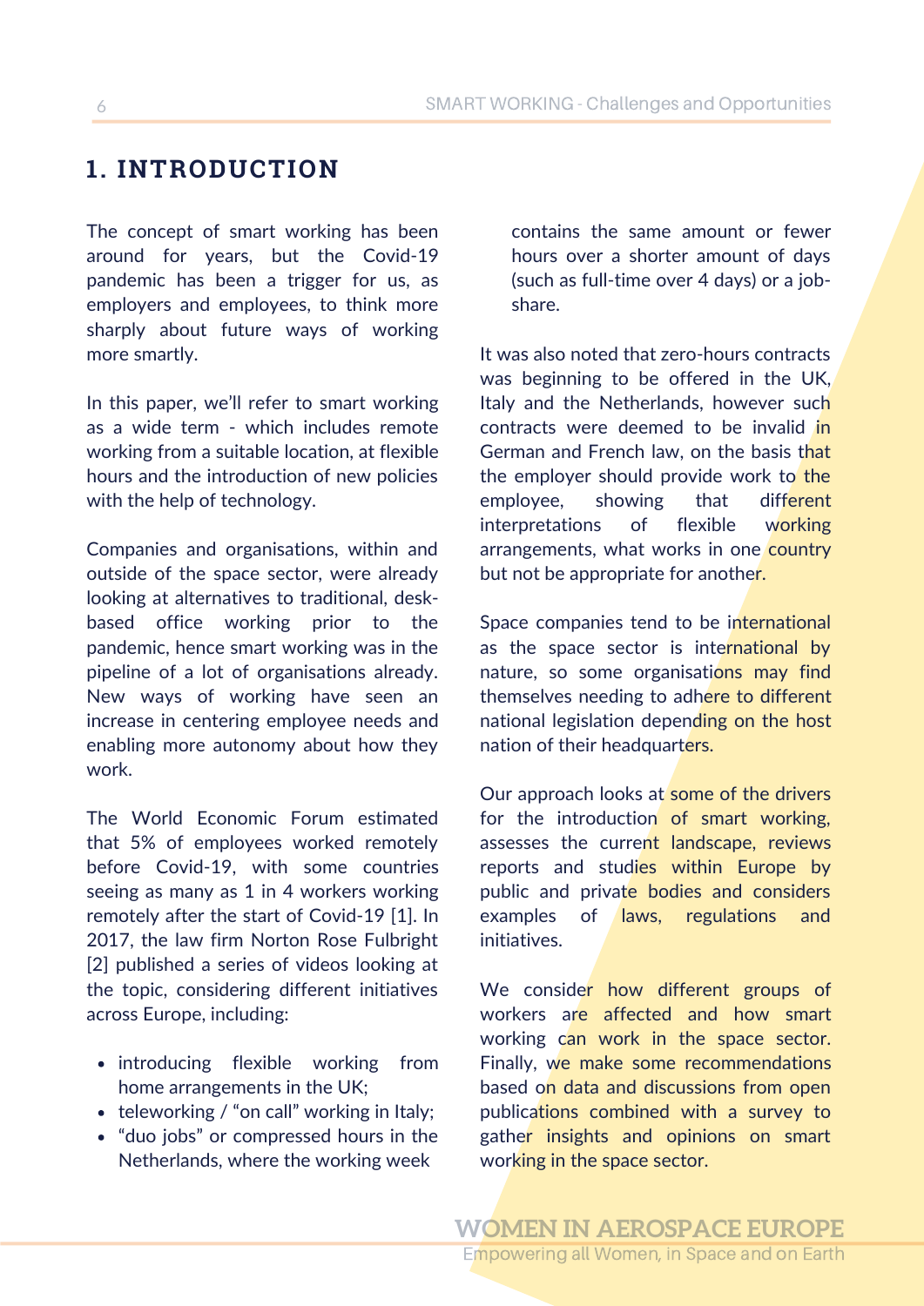# 1. INTRODUCTION

The concept of smart working has been around for years, but the Covid-19 pandemic has been a trigger for us, as employers and employees, to think more sharply about future ways of working more smartly.

In this paper, we'll refer to smart working as a wide term - which includes remote working from a suitable location, at flexible hours and the introduction of new policies with the help of technology.

Companies and organisations, within and outside of the space sector, were already looking at alternatives to traditional, desk-based office working prior to the pandemic, hence smart working was in the pipeline of a lot of organisations already. New ways of working have seen an increase in centering employee needs and enabling more autonomy about how they work.

The World Economic Forum estimated that 5% of employees worked remotely before Covid-19, with some countries seeing as many as 1 in 4 workers working remotely after the start of Covid-19 [1]. In 2017, the law firm Norton Rose Fulbright [2] published a series of videos looking at the topic, considering different initiatives across Europe, including:

- introducing flexible working from home arrangements in the UK;
- teleworking / "on call" working in Italy;
- "duo jobs" or compressed hours in the Netherlands, where the working week contains the same amount or fewer hours over a shorter amount of days (such as full-time over 4 days) or a job-share.

It was also noted that zero-hours contracts was beginning to be offered in the UK, Italy and the Netherlands, however such contracts were deemed to be invalid in German and French law, on the basis that the employer should provide work to the employee, showing that different interpretations of flexible working arrangements, what works in one country but not be appropriate for another.

Space companies tend to be international as the space sector is international by nature, so some organisations may find themselves needing to adhere to different national legislation depending on the host nation of their headquarters.

Our approach looks at some of the drivers for the introduction of smart working, assesses the current landscape, reviews reports and studies within Europe by public and private bodies and considers examples of laws, regulations and initiatives.

We consider how different groups of workers are affected and how smart working can work in the space sector. Finally, we make some recommendations based on data and discussions from open publications combined with a survey to gather insights and opinions on smart working in the space sector.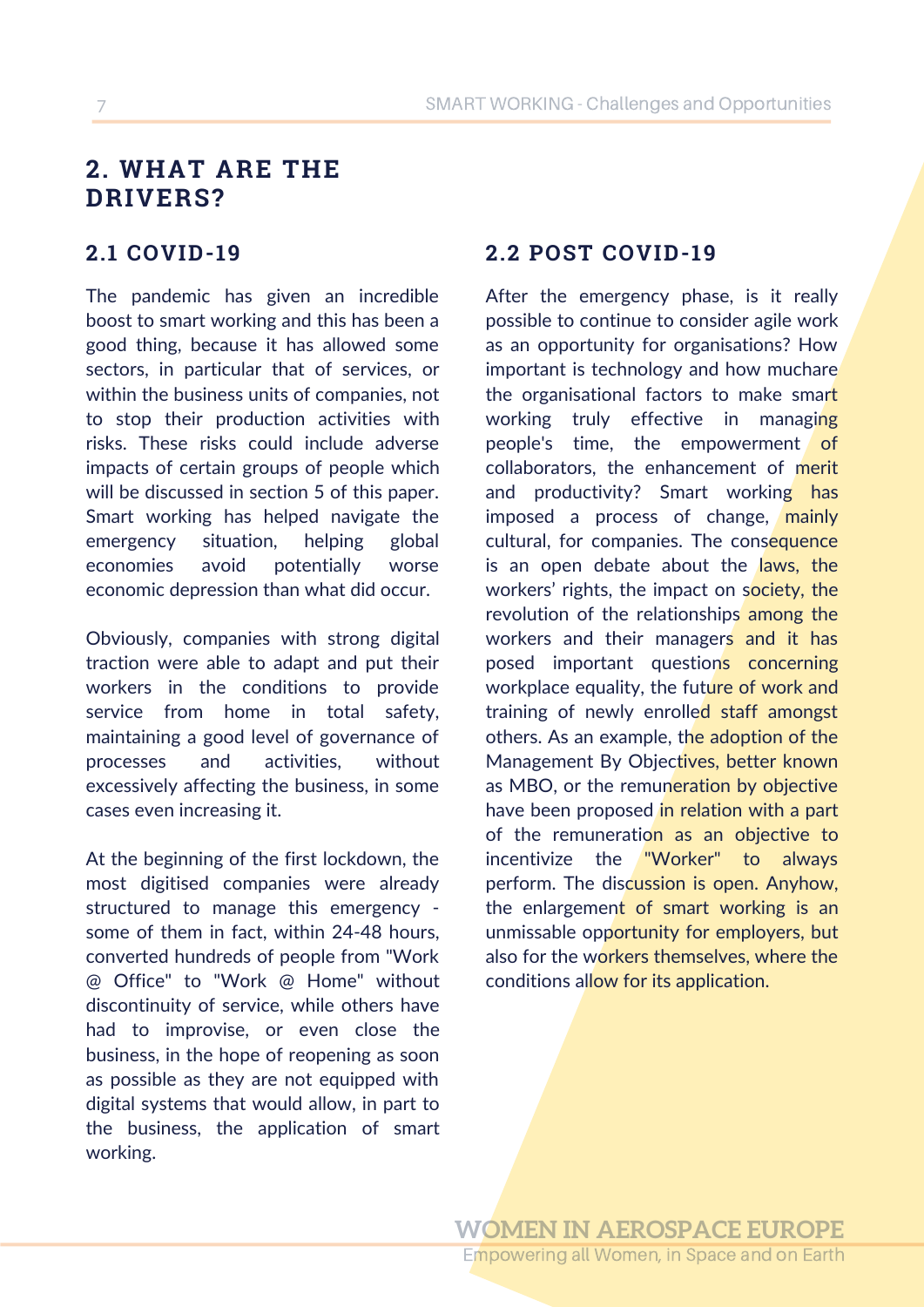## 2. WHAT ARE THE DRIVERS?

### 2.1 COVID-19

The pandemic has given an incredible boost to smart working and this has been a good thing, because it has allowed some sectors, in particular that of services, or within the business units of companies, not to stop their production activities with risks. These risks could include adverse impacts of certain groups of people which will be discussed in section 5 of this paper. Smart working has helped navigate the emergency situation, helping global economies avoid potentially worse economic depression than what did occur.

Obviously, companies with strong digital traction were able to adapt and put their workers in the conditions to provide service from home in total safety, maintaining a good level of governance of processes and activities, without excessively affecting the business, in some cases even increasing it.

At the beginning of the first lockdown, the most digitised companies were already structured to manage this emergency - some of them in fact, within 24-48 hours, converted hundreds of people from "Work @ Office" to "Work @ Home" without discontinuity of service, while others have had to improvise, or even close the business, in the hope of reopening as soon as possible as they are not equipped with digital systems that would allow, in part to the business, the application of smart working.

### 2.2 POST COVID-19

After the emergency phase, is it really possible to continue to consider agile work as an opportunity for organisations? How important is technology and how muchare the organisational factors to make smart working truly effective in managing people's time, the empowerment of collaborators, the enhancement of merit and productivity? Smart working has imposed a process of change, mainly cultural, for companies. The consequence is an open debate about the laws, the workers' rights, the impact on society, the revolution of the relationships among the workers and their managers and it has posed important questions concerning workplace equality, the future of work and training of newly enrolled staff amongst others. As an example, the adoption of the Management By Objectives, better known as MBO, or the remuneration by objective have been proposed in relation with a part of the remuneration as an objective to incentivize the "Worker" to always perform. The discussion is open. Anyhow, the enlargement of smart working is an unmissable opportunity for employers, but also for the workers themselves, where the conditions allow for its application.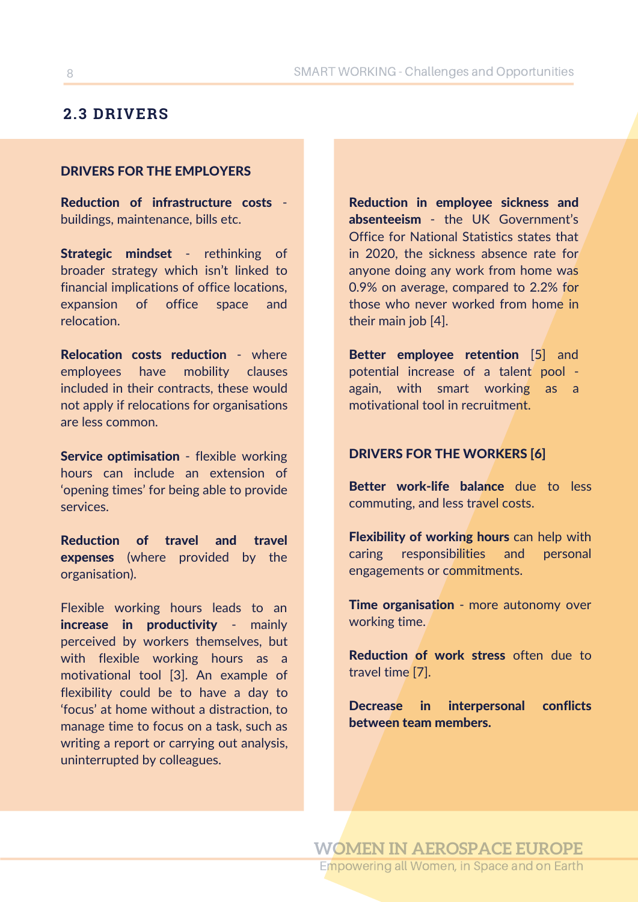## 2.3 DRIVERS

### DRIVERS FOR THE EMPLOYERS

**Reduction of infrastructure costs** - buildings, maintenance, bills etc.

**Strategic mindset** - rethinking of broader strategy which isn't linked to financial implications of office locations, expansion of office space and relocation.

**Relocation costs reduction** - where employees have mobility clauses included in their contracts, these would not apply if relocations for organisations are less common.

**Service optimisation** - flexible working hours can include an extension of 'opening times' for being able to provide services.

**Reduction of travel and travel expenses** (where provided by the organisation).

Flexible working hours leads to an **increase in productivity** - mainly perceived by workers themselves, but with flexible working hours as a motivational tool [3]. An example of flexibility could be to have a day to 'focus' at home without a distraction, to manage time to focus on a task, such as writing a report or carrying out analysis, uninterrupted by colleagues.

**Reduction in employee sickness and absenteeism** - the UK Government's Office for National Statistics states that in 2020, the sickness absence rate for anyone doing any work from home was 0.9% on average, compared to 2.2% for those who never worked from home in their main job [4].

**Better employee retention** [5] and potential increase of a talent pool - again, with smart working as a motivational tool in recruitment.

### DRIVERS FOR THE WORKERS [6]

**Better work-life balance** due to less commuting, and less travel costs.

**Flexibility of working hours** can help with caring responsibilities and personal engagements or commitments.

**Time organisation** - more autonomy over working time.

**Reduction of work stress** often due to travel time [7].

**Decrease in interpersonal conflicts between team members.**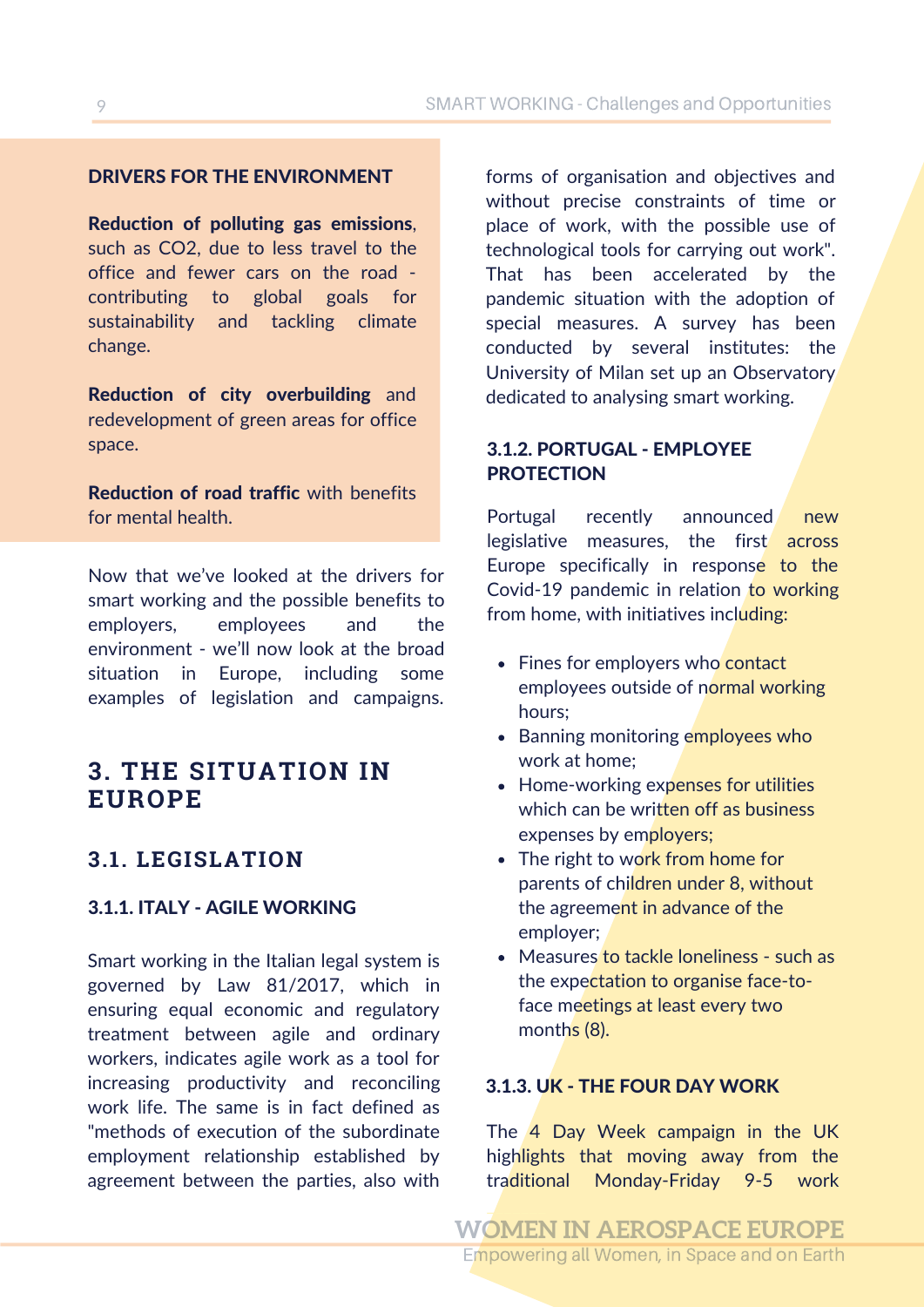**DRIVERS FOR THE ENVIRONMENT**

**Reduction of polluting gas emissions**, such as CO2, due to less travel to the office and fewer cars on the road - contributing to global goals for sustainability and tackling climate change.

**Reduction of city overbuilding** and redevelopment of green areas for office space.

**Reduction of road traffic** with benefits for mental health.

Now that we've looked at the drivers for smart working and the possible benefits to employers, employees and the environment - we'll now look at the broad situation in Europe, including some examples of legislation and campaigns.

# 3. THE SITUATION IN EUROPE

## 3.1. LEGISLATION

### 3.1.1. ITALY - AGILE WORKING

Smart working in the Italian legal system is governed by Law 81/2017, which in ensuring equal economic and regulatory treatment between agile and ordinary workers, indicates agile work as a tool for increasing productivity and reconciling work life. The same is in fact defined as "methods of execution of the subordinate employment relationship established by agreement between the parties, also with forms of organisation and objectives and without precise constraints of time or place of work, with the possible use of technological tools for carrying out work". That has been accelerated by the pandemic situation with the adoption of special measures. A survey has been conducted by several institutes: the University of Milan set up an Observatory dedicated to analysing smart working.

### 3.1.2. PORTUGAL - EMPLOYEE PROTECTION

Portugal recently announced new legislative measures, the first across Europe specifically in response to the Covid-19 pandemic in relation to working from home, with initiatives including:

- Fines for employers who contact employees outside of normal working hours;
- Banning monitoring employees who work at home;
- Home-working expenses for utilities which can be written off as business expenses by employers;
- The right to work from home for parents of children under 8, without the agreement in advance of the employer;
- Measures to tackle loneliness - such as the expectation to organise face-to-face meetings at least every two months (8).

### 3.1.3. UK - THE FOUR DAY WORK

The 4 Day Week campaign in the UK highlights that moving away from the traditional Monday-Friday 9-5 work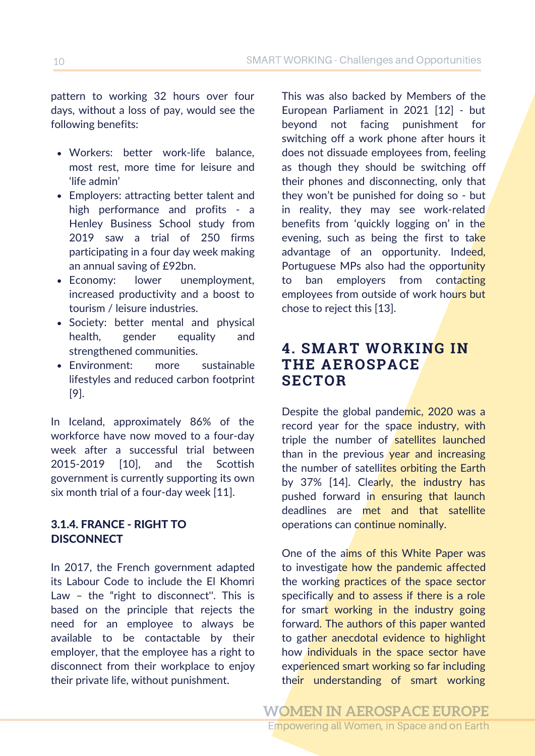pattern to working 32 hours over four days, without a loss of pay, would see the following benefits:

- Workers: better work-life balance, most rest, more time for leisure and 'life admin'
- Employers: attracting better talent and high performance and profits - a Henley Business School study from 2019 saw a trial of 250 firms participating in a four day week making an annual saving of £92bn.
- Economy: lower unemployment, increased productivity and a boost to tourism / leisure industries.
- Society: better mental and physical health, gender equality and strengthened communities.
- Environment: more sustainable lifestyles and reduced carbon footprint [9].

In Iceland, approximately 86% of the workforce have now moved to a four-day week after a successful trial between 2015-2019 [10], and the Scottish government is currently supporting its own six month trial of a four-day week [11].

### 3.1.4. FRANCE - RIGHT TO DISCONNECT

In 2017, the French government adapted its Labour Code to include the El Khomri Law – the "right to disconnect". This is based on the principle that rejects the need for an employee to always be available to be contactable by their employer, that the employee has a right to disconnect from their workplace to enjoy their private life, without punishment.

This was also backed by Members of the European Parliament in 2021 [12] - but beyond not facing punishment for switching off a work phone after hours it does not dissuade employees from, feeling as though they should be switching off their phones and disconnecting, only that they won't be punished for doing so - but in reality, they may see work-related benefits from 'quickly logging on' in the evening, such as being the first to take advantage of an opportunity. Indeed, Portuguese MPs also had the opportunity to ban employers from contacting employees from outside of work hours but chose to reject this [13].

## 4. SMART WORKING IN THE AEROSPACE SECTOR

Despite the global pandemic, 2020 was a record year for the space industry, with triple the number of satellites launched than in the previous year and increasing the number of satellites orbiting the Earth by 37% [14]. Clearly, the industry has pushed forward in ensuring that launch deadlines are met and that satellite operations can continue nominally.

One of the aims of this White Paper was to investigate how the pandemic affected the working practices of the space sector specifically and to assess if there is a role for smart working in the industry going forward. The authors of this paper wanted to gather anecdotal evidence to highlight how individuals in the space sector have experienced smart working so far including their understanding of smart working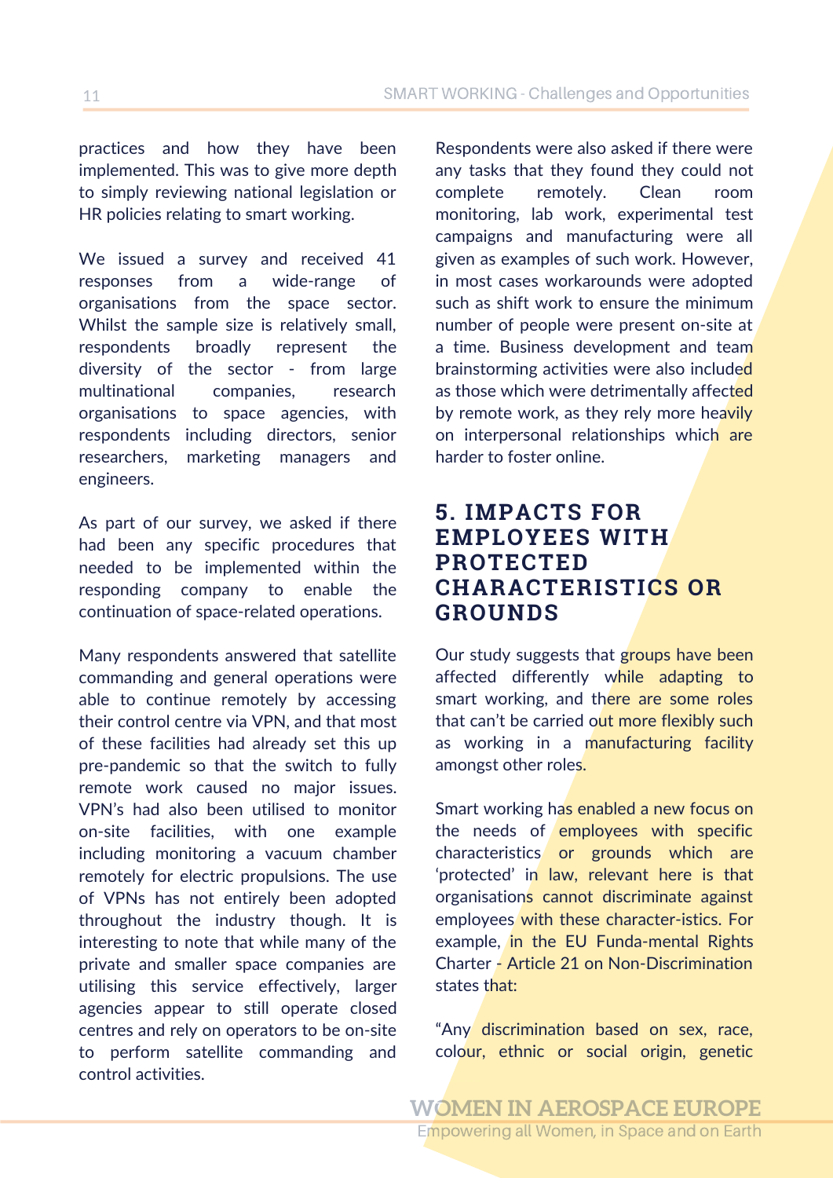practices and how they have been implemented. This was to give more depth to simply reviewing national legislation or HR policies relating to smart working.

We issued a survey and received 41 responses from a wide-range of organisations from the space sector. Whilst the sample size is relatively small, respondents broadly represent the diversity of the sector - from large multinational companies, research organisations to space agencies, with respondents including directors, senior researchers, marketing managers and engineers.

As part of our survey, we asked if there had been any specific procedures that needed to be implemented within the responding company to enable the continuation of space-related operations.

Many respondents answered that satellite commanding and general operations were able to continue remotely by accessing their control centre via VPN, and that most of these facilities had already set this up pre-pandemic so that the switch to fully remote work caused no major issues. VPN's had also been utilised to monitor on-site facilities, with one example including monitoring a vacuum chamber remotely for electric propulsions. The use of VPNs has not entirely been adopted throughout the industry though. It is interesting to note that while many of the private and smaller space companies are utilising this service effectively, larger agencies appear to still operate closed centres and rely on operators to be on-site to perform satellite commanding and control activities.

Respondents were also asked if there were any tasks that they found they could not complete remotely. Clean room monitoring, lab work, experimental test campaigns and manufacturing were all given as examples of such work. However, in most cases workarounds were adopted such as shift work to ensure the minimum number of people were present on-site at a time. Business development and team brainstorming activities were also included as those which were detrimentally affected by remote work, as they rely more heavily on interpersonal relationships which are harder to foster online.

## 5. IMPACTS FOR EMPLOYEES WITH PROTECTED CHARACTERISTICS OR GROUNDS

Our study suggests that groups have been affected differently while adapting to smart working, and there are some roles that can't be carried out more flexibly such as working in a manufacturing facility amongst other roles.

Smart working has enabled a new focus on the needs of employees with specific characteristics or grounds which are 'protected' in law, relevant here is that organisations cannot discriminate against employees with these character-istics. For example, in the EU Funda-mental Rights Charter - Article 21 on Non-Discrimination states that:

"Any discrimination based on sex, race, colour, ethnic or social origin, genetic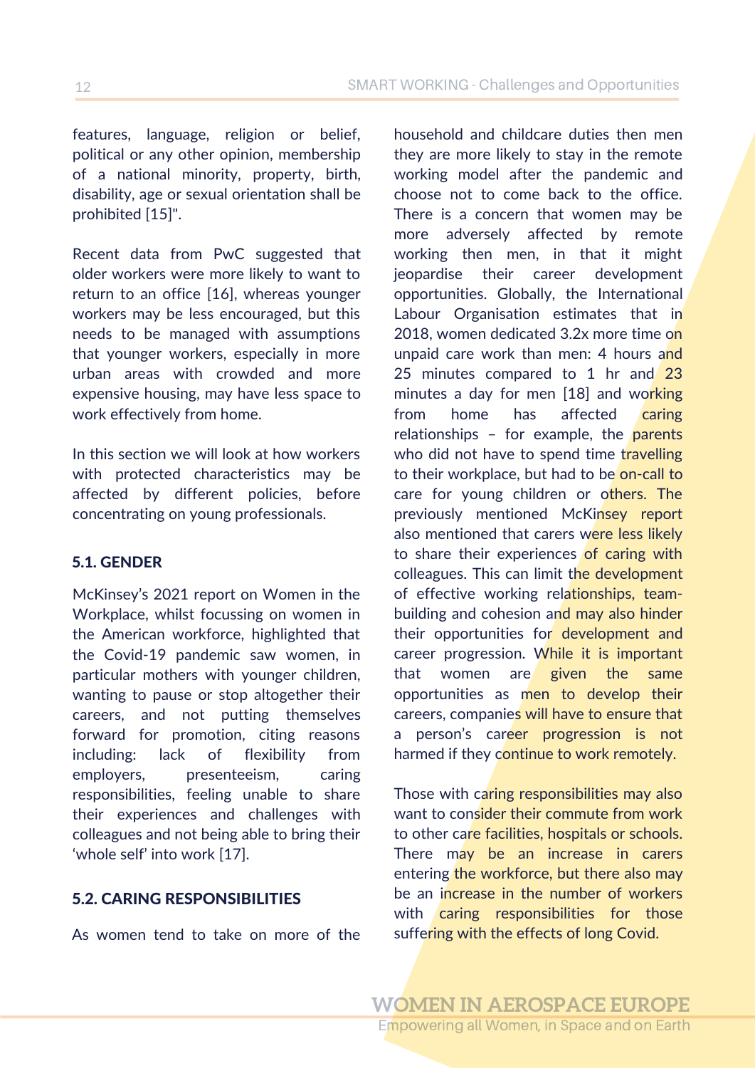features, language, religion or belief, political or any other opinion, membership of a national minority, property, birth, disability, age or sexual orientation shall be prohibited [15]".

Recent data from PwC suggested that older workers were more likely to want to return to an office [16], whereas younger workers may be less encouraged, but this needs to be managed with assumptions that younger workers, especially in more urban areas with crowded and more expensive housing, may have less space to work effectively from home.

In this section we will look at how workers with protected characteristics may be affected by different policies, before concentrating on young professionals.

### 5.1. GENDER

McKinsey's 2021 report on Women in the Workplace, whilst focussing on women in the American workforce, highlighted that the Covid-19 pandemic saw women, in particular mothers with younger children, wanting to pause or stop altogether their careers, and not putting themselves forward for promotion, citing reasons including: lack of flexibility from employers, presenteeism, caring responsibilities, feeling unable to share their experiences and challenges with colleagues and not being able to bring their 'whole self' into work [17].

### 5.2. CARING RESPONSIBILITIES

As women tend to take on more of the household and childcare duties then men they are more likely to stay in the remote working model after the pandemic and choose not to come back to the office. There is a concern that women may be more adversely affected by remote working then men, in that it might jeopardise their career development opportunities. Globally, the International Labour Organisation estimates that in 2018, women dedicated 3.2x more time on unpaid care work than men: 4 hours and 25 minutes compared to 1 hr and 23 minutes a day for men [18] and working from home has affected caring relationships – for example, the parents who did not have to spend time travelling to their workplace, but had to be on-call to care for young children or others. The previously mentioned McKinsey report also mentioned that carers were less likely to share their experiences of caring with colleagues. This can limit the development of effective working relationships, team-building and cohesion and may also hinder their opportunities for development and career progression. While it is important that women are given the same opportunities as men to develop their careers, companies will have to ensure that a person's career progression is not harmed if they continue to work remotely.

Those with caring responsibilities may also want to consider their commute from work to other care facilities, hospitals or schools. There may be an increase in carers entering the workforce, but there also may be an increase in the number of workers with caring responsibilities for those suffering with the effects of long Covid.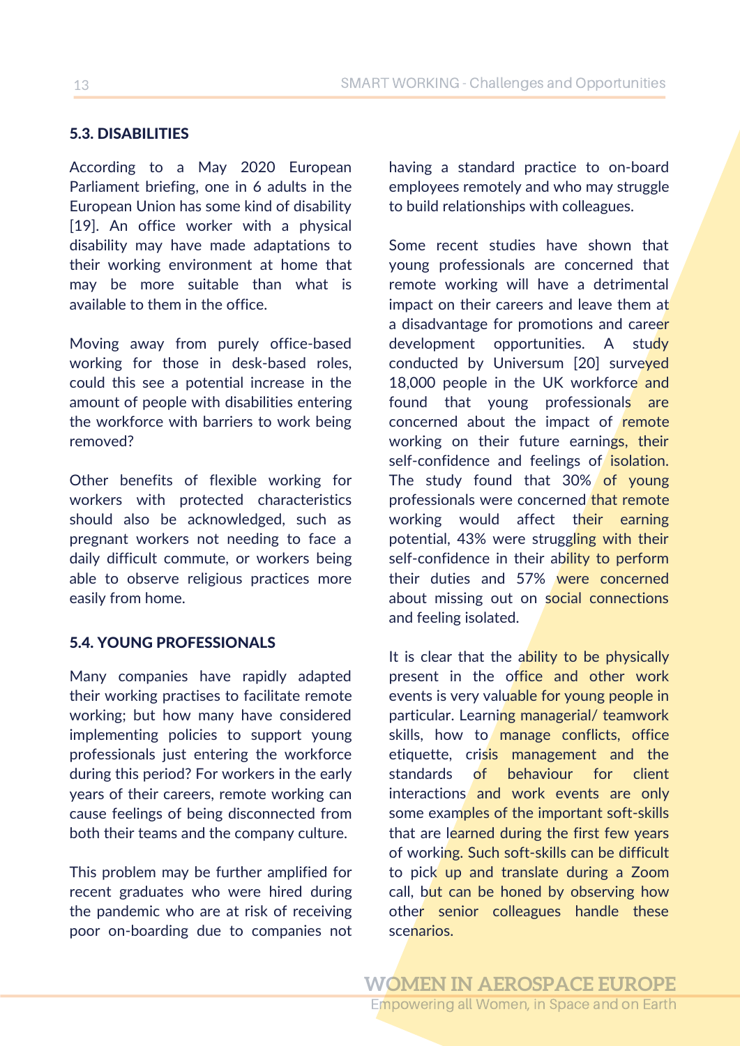## 5.3. DISABILITIES

According to a May 2020 European Parliament briefing, one in 6 adults in the European Union has some kind of disability [19]. An office worker with a physical disability may have made adaptations to their working environment at home that may be more suitable than what is available to them in the office.

Moving away from purely office-based working for those in desk-based roles, could this see a potential increase in the amount of people with disabilities entering the workforce with barriers to work being removed?

Other benefits of flexible working for workers with protected characteristics should also be acknowledged, such as pregnant workers not needing to face a daily difficult commute, or workers being able to observe religious practices more easily from home.

## 5.4. YOUNG PROFESSIONALS

Many companies have rapidly adapted their working practises to facilitate remote working; but how many have considered implementing policies to support young professionals just entering the workforce during this period? For workers in the early years of their careers, remote working can cause feelings of being disconnected from both their teams and the company culture.

This problem may be further amplified for recent graduates who were hired during the pandemic who are at risk of receiving poor on-boarding due to companies not having a standard practice to on-board employees remotely and who may struggle to build relationships with colleagues.

Some recent studies have shown that young professionals are concerned that remote working will have a detrimental impact on their careers and leave them at a disadvantage for promotions and career development opportunities. A study conducted by Universum [20] surveyed 18,000 people in the UK workforce and found that young professionals are concerned about the impact of remote working on their future earnings, their self-confidence and feelings of isolation. The study found that 30% of young professionals were concerned that remote working would affect their earning potential, 43% were struggling with their self-confidence in their ability to perform their duties and 57% were concerned about missing out on social connections and feeling isolated.

It is clear that the ability to be physically present in the office and other work events is very valuable for young people in particular. Learning managerial/ teamwork skills, how to manage conflicts, office etiquette, crisis management and the standards of behaviour for client interactions and work events are only some examples of the important soft-skills that are learned during the first few years of working. Such soft-skills can be difficult to pick up and translate during a Zoom call, but can be honed by observing how other senior colleagues handle these scenarios.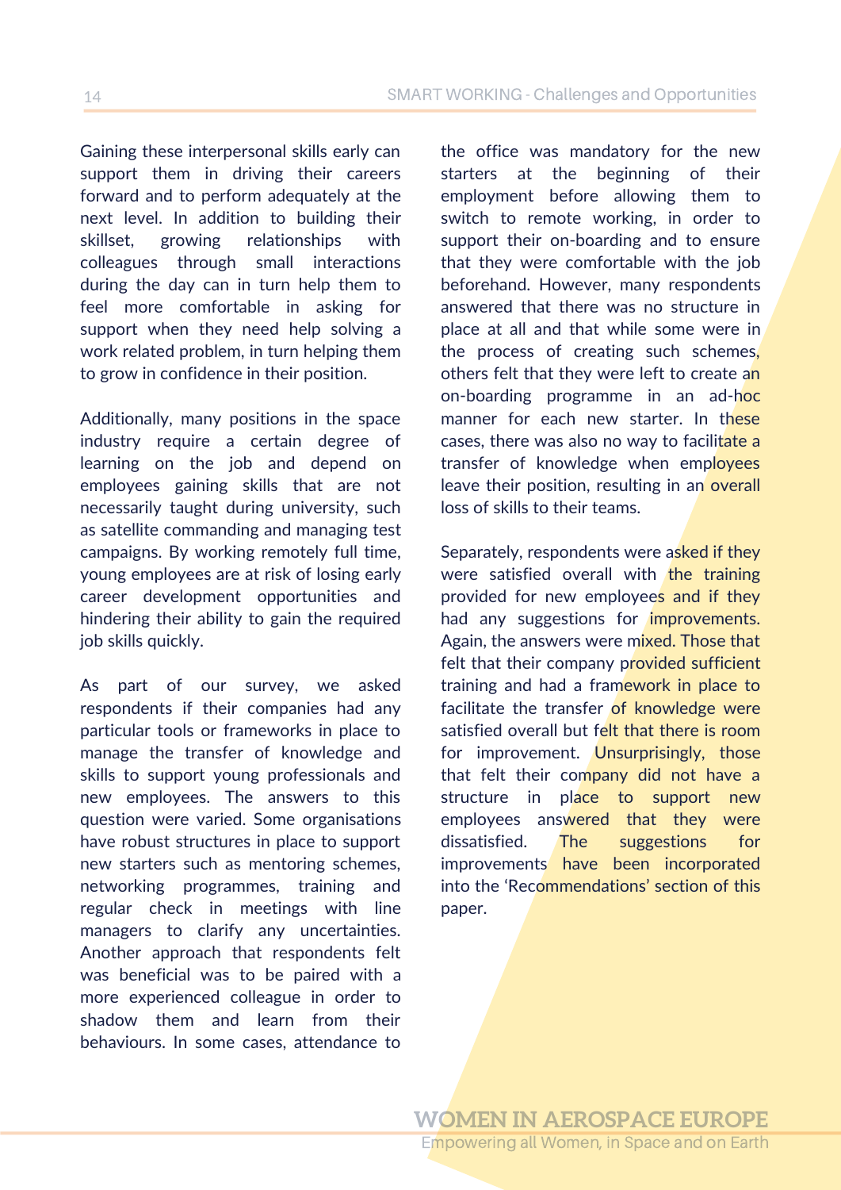Gaining these interpersonal skills early can support them in driving their careers forward and to perform adequately at the next level. In addition to building their skillset, growing relationships with colleagues through small interactions during the day can in turn help them to feel more comfortable in asking for support when they need help solving a work related problem, in turn helping them to grow in confidence in their position.

Additionally, many positions in the space industry require a certain degree of learning on the job and depend on employees gaining skills that are not necessarily taught during university, such as satellite commanding and managing test campaigns. By working remotely full time, young employees are at risk of losing early career development opportunities and hindering their ability to gain the required job skills quickly.

As part of our survey, we asked respondents if their companies had any particular tools or frameworks in place to manage the transfer of knowledge and skills to support young professionals and new employees. The answers to this question were varied. Some organisations have robust structures in place to support new starters such as mentoring schemes, networking programmes, training and regular check in meetings with line managers to clarify any uncertainties. Another approach that respondents felt was beneficial was to be paired with a more experienced colleague in order to shadow them and learn from their behaviours. In some cases, attendance to the office was mandatory for the new starters at the beginning of their employment before allowing them to switch to remote working, in order to support their on-boarding and to ensure that they were comfortable with the job beforehand. However, many respondents answered that there was no structure in place at all and that while some were in the process of creating such schemes, others felt that they were left to create an on-boarding programme in an ad-hoc manner for each new starter. In these cases, there was also no way to facilitate a transfer of knowledge when employees leave their position, resulting in an overall loss of skills to their teams.

Separately, respondents were asked if they were satisfied overall with the training provided for new employees and if they had any suggestions for improvements. Again, the answers were mixed. Those that felt that their company provided sufficient training and had a framework in place to facilitate the transfer of knowledge were satisfied overall but felt that there is room for improvement. Unsurprisingly, those that felt their company did not have a structure in place to support new employees answered that they were dissatisfied. The suggestions for improvements have been incorporated into the 'Recommendations' section of this paper.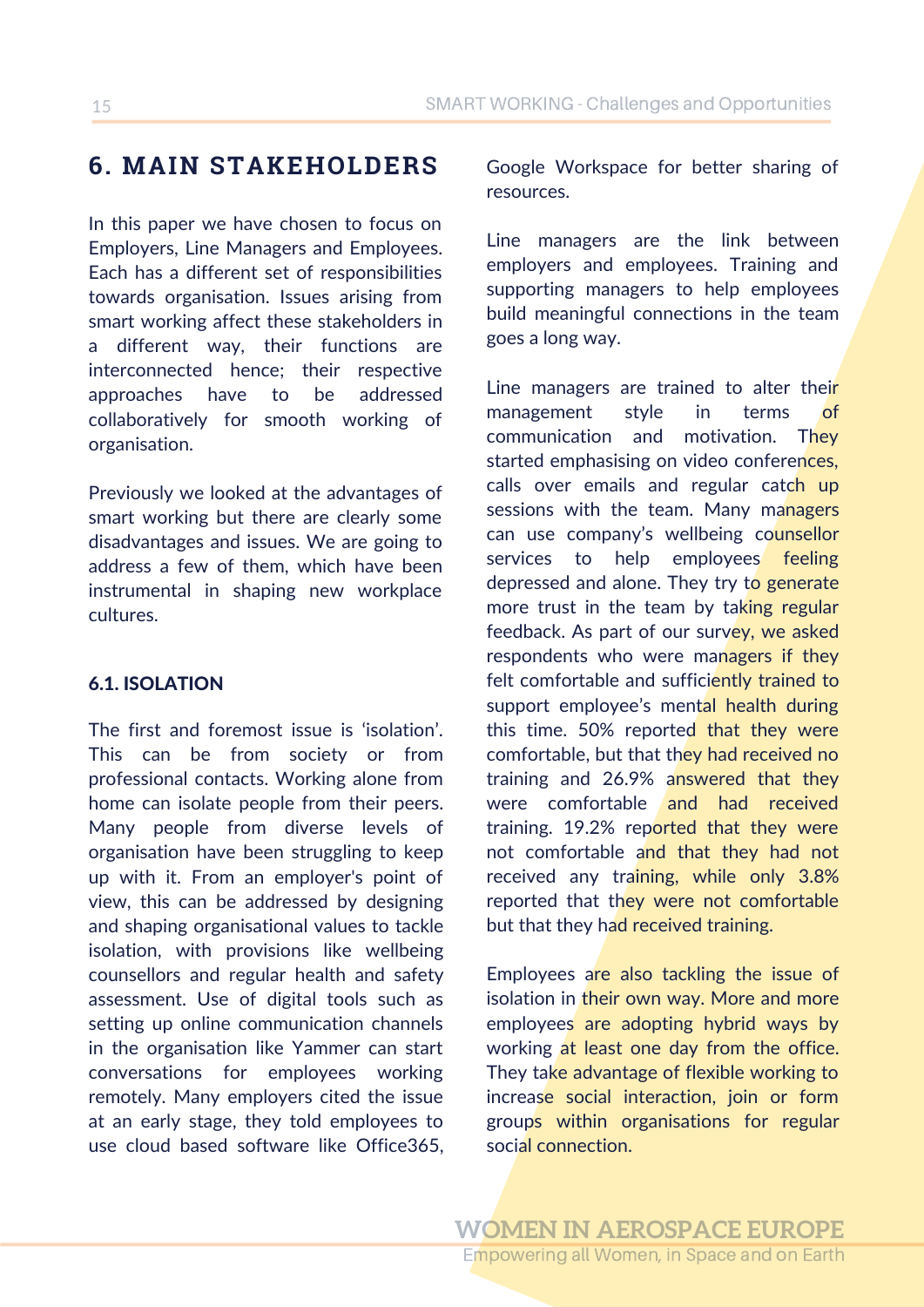## 6. MAIN STAKEHOLDERS

In this paper we have chosen to focus on Employers, Line Managers and Employees. Each has a different set of responsibilities towards organisation. Issues arising from smart working affect these stakeholders in a different way, their functions are interconnected hence; their respective approaches have to be addressed collaboratively for smooth working of organisation.

Previously we looked at the advantages of smart working but there are clearly some disadvantages and issues. We are going to address a few of them, which have been instrumental in shaping new workplace cultures.

### 6.1. ISOLATION

The first and foremost issue is 'isolation'. This can be from society or from professional contacts. Working alone from home can isolate people from their peers. Many people from diverse levels of organisation have been struggling to keep up with it. From an employer's point of view, this can be addressed by designing and shaping organisational values to tackle isolation, with provisions like wellbeing counsellors and regular health and safety assessment. Use of digital tools such as setting up online communication channels in the organisation like Yammer can start conversations for employees working remotely. Many employers cited the issue at an early stage, they told employees to use cloud based software like Office365, Google Workspace for better sharing of resources.

Line managers are the link between employers and employees. Training and supporting managers to help employees build meaningful connections in the team goes a long way.

Line managers are trained to alter their management style in terms of communication and motivation. They started emphasising on video conferences, calls over emails and regular catch up sessions with the team. Many managers can use company's wellbeing counsellor services to help employees feeling depressed and alone. They try to generate more trust in the team by taking regular feedback. As part of our survey, we asked respondents who were managers if they felt comfortable and sufficiently trained to support employee's mental health during this time. 50% reported that they were comfortable, but that they had received no training and 26.9% answered that they were comfortable and had received training. 19.2% reported that they were not comfortable and that they had not received any training, while only 3.8% reported that they were not comfortable but that they had received training.

Employees are also tackling the issue of isolation in their own way. More and more employees are adopting hybrid ways by working at least one day from the office. They take advantage of flexible working to increase social interaction, join or form groups within organisations for regular social connection.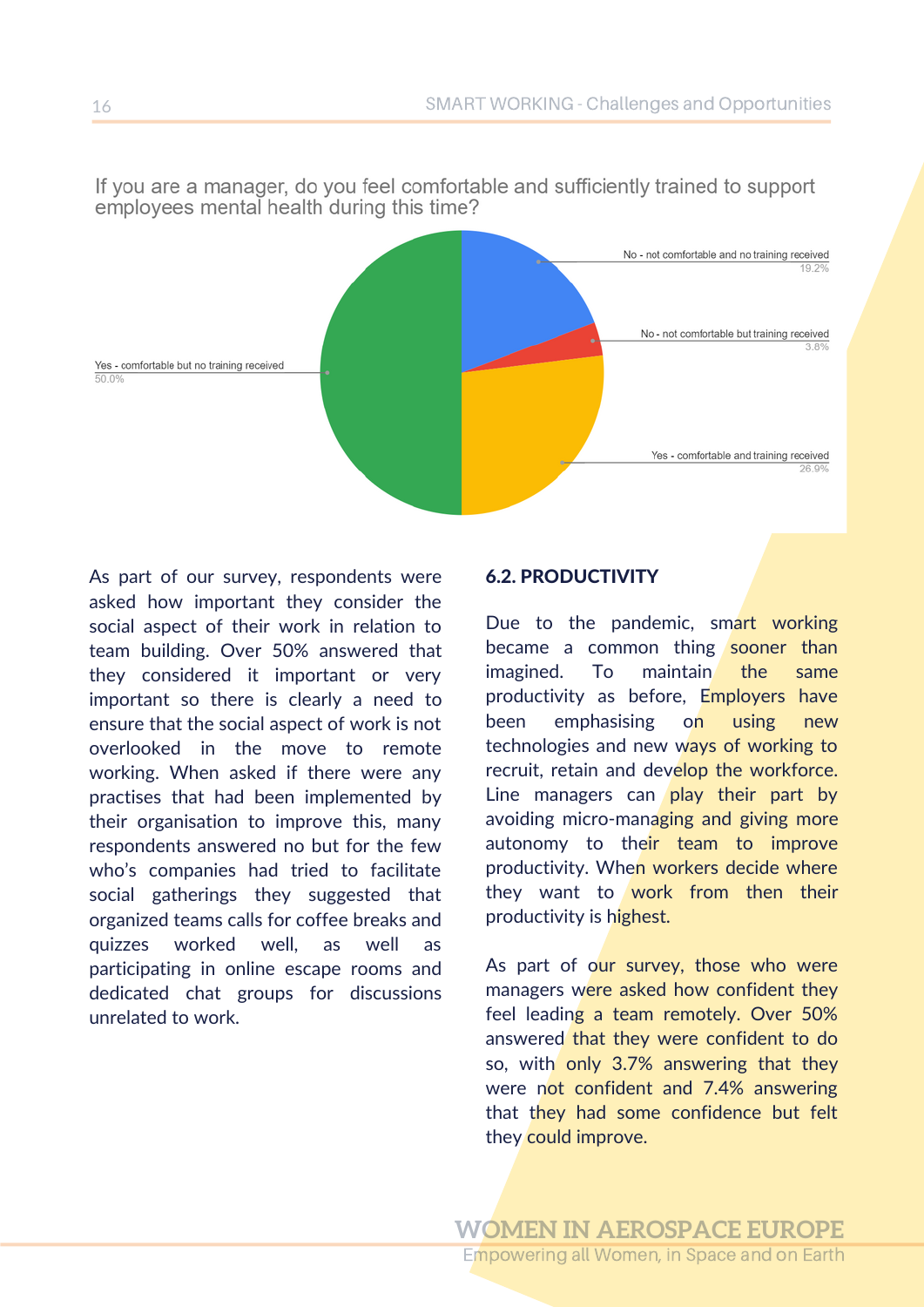If you are a manager, do you feel comfortable and sufficiently trained to support employees mental health during this time?

| Response | Percentage |
| --- | --- |
| No - not comfortable and no training received | 19.2% |
| No - not comfortable but training received | 3.8% |
| Yes - comfortable and training received | 26.9% |
| Yes - comfortable but no training received | 50.0% |

As part of our survey, respondents were asked how important they consider the social aspect of their work in relation to team building. Over 50% answered that they considered it important or very important so there is clearly a need to ensure that the social aspect of work is not overlooked in the move to remote working. When asked if there were any practises that had been implemented by their organisation to improve this, many respondents answered no but for the few who's companies had tried to facilitate social gatherings they suggested that organized teams calls for coffee breaks and quizzes worked well, as well as participating in online escape rooms and dedicated chat groups for discussions unrelated to work.

### 6.2. PRODUCTIVITY

Due to the pandemic, smart working became a common thing sooner than imagined. To maintain the same productivity as before, Employers have been emphasising on using new technologies and new ways of working to recruit, retain and develop the workforce. Line managers can play their part by avoiding micro-managing and giving more autonomy to their team to improve productivity. When workers decide where they want to work from then their productivity is highest.

As part of our survey, those who were managers were asked how confident they feel leading a team remotely. Over 50% answered that they were confident to do so, with only 3.7% answering that they were not confident and 7.4% answering that they had some confidence but felt they could improve.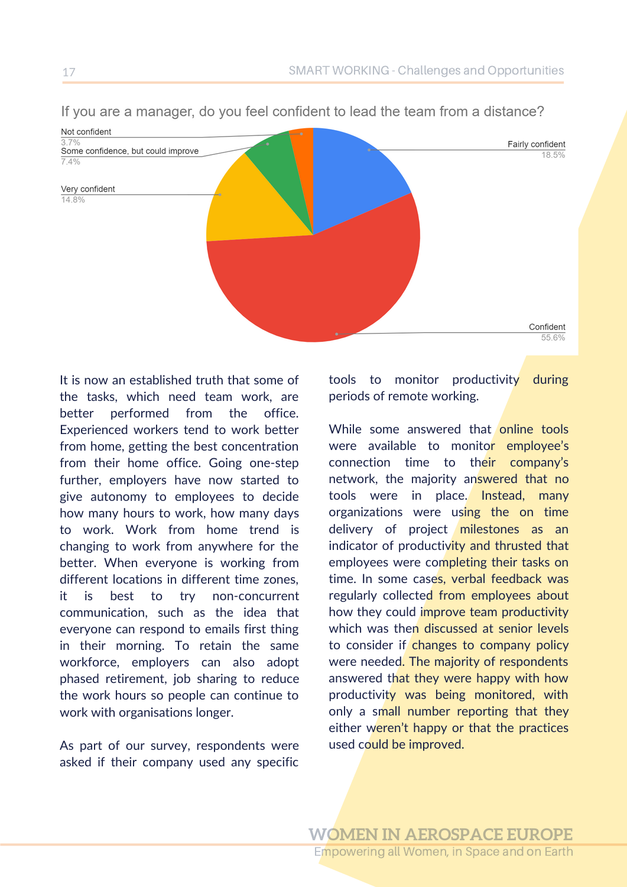If you are a manager, do you feel confident to lead the team from a distance?

| Response | Percentage |
| --- | --- |
| Not confident | 3.7% |
| Some confidence, but could improve | 7.4% |
| Very confident | 14.8% |
| Fairly confident | 18.5% |
| Confident | 55.6% |

It is now an established truth that some of the tasks, which need team work, are better performed from the office. Experienced workers tend to work better from home, getting the best concentration from their home office. Going one-step further, employers have now started to give autonomy to employees to decide how many hours to work, how many days to work. Work from home trend is changing to work from anywhere for the better. When everyone is working from different locations in different time zones, it is best to try non-concurrent communication, such as the idea that everyone can respond to emails first thing in their morning. To retain the same workforce, employers can also adopt phased retirement, job sharing to reduce the work hours so people can continue to work with organisations longer.

As part of our survey, respondents were asked if their company used any specific tools to monitor productivity during periods of remote working.

While some answered that online tools were available to monitor employee's connection time to their company's network, the majority answered that no tools were in place. Instead, many organizations were using the on time delivery of project milestones as an indicator of productivity and thrusted that employees were completing their tasks on time. In some cases, verbal feedback was regularly collected from employees about how they could improve team productivity which was then discussed at senior levels to consider if changes to company policy were needed. The majority of respondents answered that they were happy with how productivity was being monitored, with only a small number reporting that they either weren't happy or that the practices used could be improved.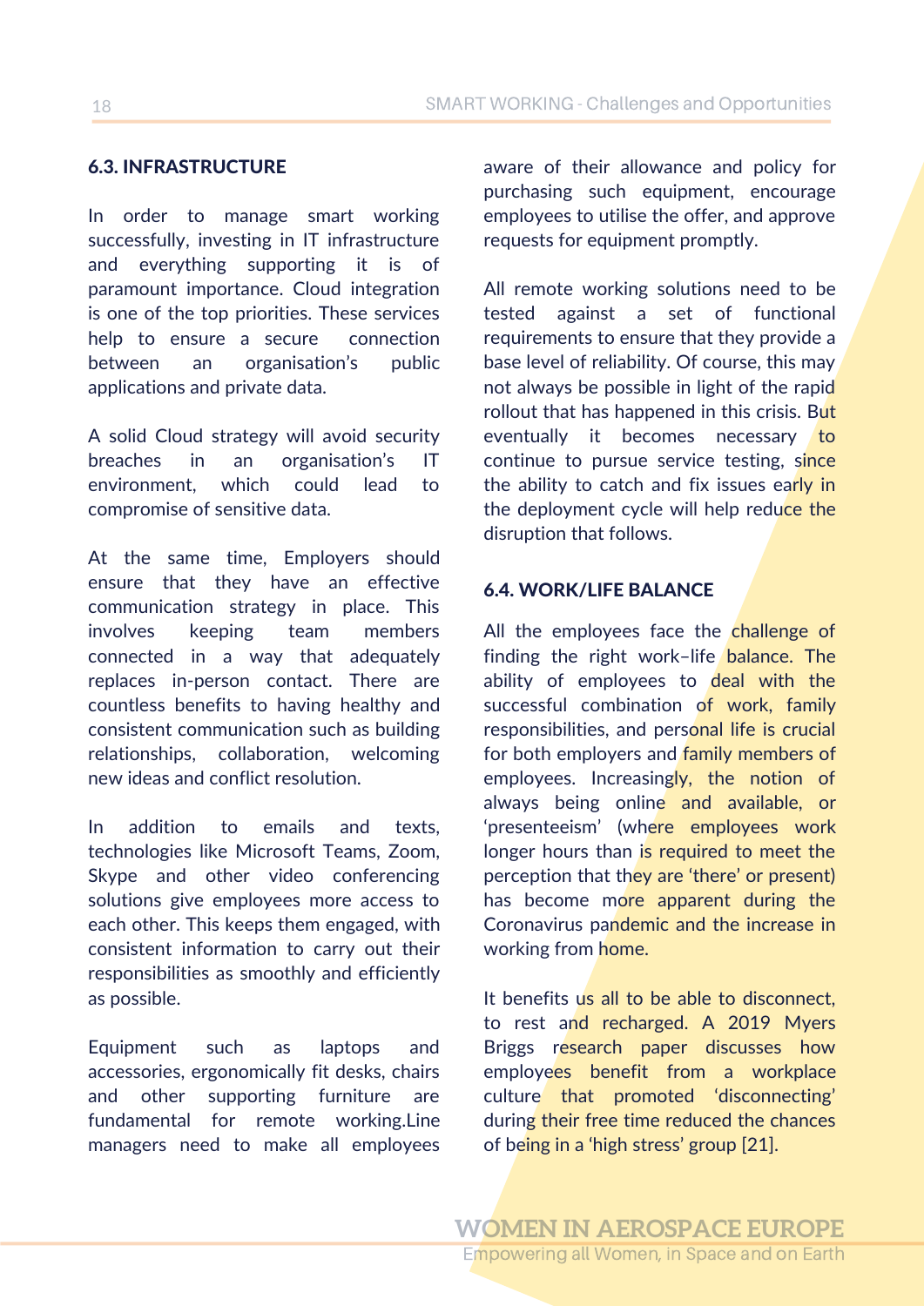## 6.3. INFRASTRUCTURE

In order to manage smart working successfully, investing in IT infrastructure and everything supporting it is of paramount importance. Cloud integration is one of the top priorities. These services help to ensure a secure connection between an organisation's public applications and private data.

A solid Cloud strategy will avoid security breaches in an organisation's IT environment, which could lead to compromise of sensitive data.

At the same time, Employers should ensure that they have an effective communication strategy in place. This involves keeping team members connected in a way that adequately replaces in-person contact. There are countless benefits to having healthy and consistent communication such as building relationships, collaboration, welcoming new ideas and conflict resolution.

In addition to emails and texts, technologies like Microsoft Teams, Zoom, Skype and other video conferencing solutions give employees more access to each other. This keeps them engaged, with consistent information to carry out their responsibilities as smoothly and efficiently as possible.

Equipment such as laptops and accessories, ergonomically fit desks, chairs and other supporting furniture are fundamental for remote working.Line managers need to make all employees aware of their allowance and policy for purchasing such equipment, encourage employees to utilise the offer, and approve requests for equipment promptly.

All remote working solutions need to be tested against a set of functional requirements to ensure that they provide a base level of reliability. Of course, this may not always be possible in light of the rapid rollout that has happened in this crisis. But eventually it becomes necessary to continue to pursue service testing, since the ability to catch and fix issues early in the deployment cycle will help reduce the disruption that follows.

## 6.4. WORK/LIFE BALANCE

All the employees face the challenge of finding the right work–life balance. The ability of employees to deal with the successful combination of work, family responsibilities, and personal life is crucial for both employers and family members of employees. Increasingly, the notion of always being online and available, or 'presenteeism' (where employees work longer hours than is required to meet the perception that they are 'there' or present) has become more apparent during the Coronavirus pandemic and the increase in working from home.

It benefits us all to be able to disconnect, to rest and recharged. A 2019 Myers Briggs research paper discusses how employees benefit from a workplace culture that promoted 'disconnecting' during their free time reduced the chances of being in a 'high stress' group [21].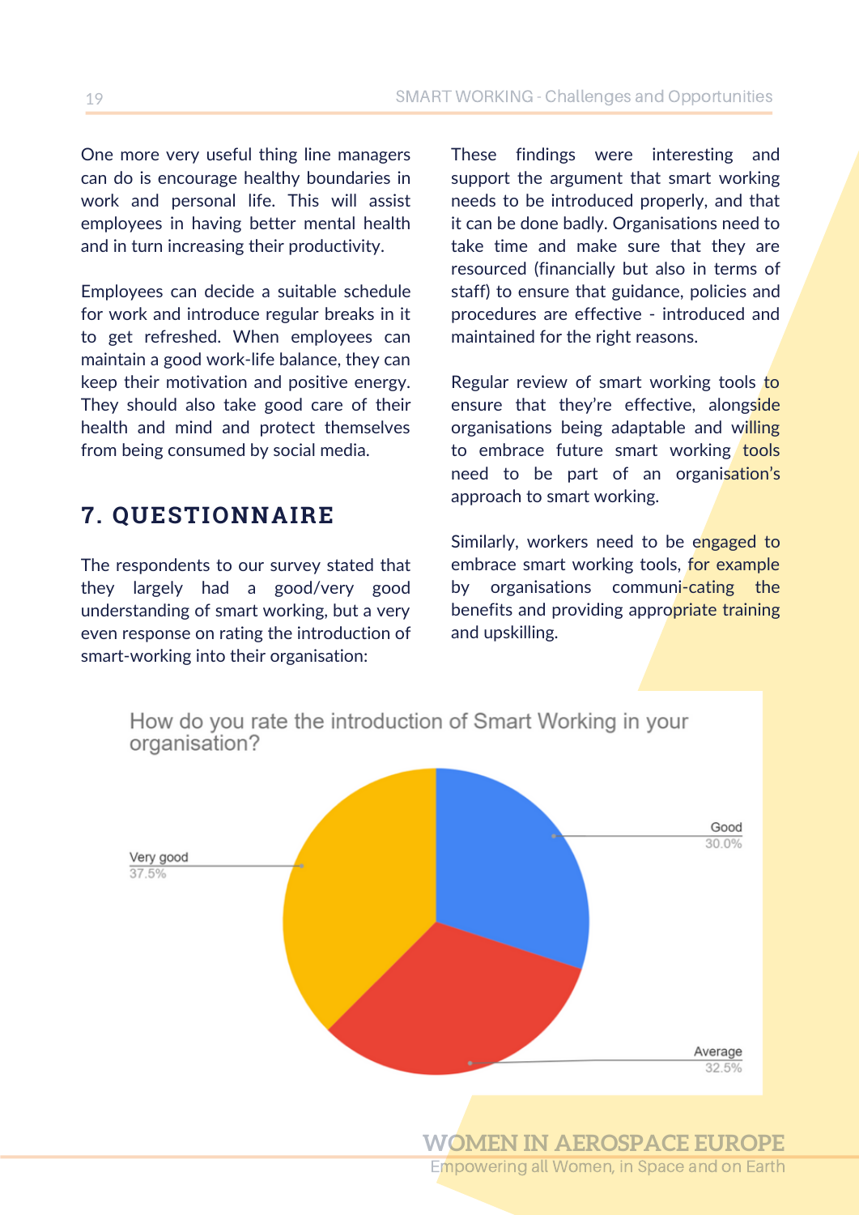One more very useful thing line managers can do is encourage healthy boundaries in work and personal life. This will assist employees in having better mental health and in turn increasing their productivity.

Employees can decide a suitable schedule for work and introduce regular breaks in it to get refreshed. When employees can maintain a good work-life balance, they can keep their motivation and positive energy. They should also take good care of their health and mind and protect themselves from being consumed by social media.

## 7. QUESTIONNAIRE

The respondents to our survey stated that they largely had a good/very good understanding of smart working, but a very even response on rating the introduction of smart-working into their organisation:

These findings were interesting and support the argument that smart working needs to be introduced properly, and that it can be done badly. Organisations need to take time and make sure that they are resourced (financially but also in terms of staff) to ensure that guidance, policies and procedures are effective - introduced and maintained for the right reasons.

Regular review of smart working tools to ensure that they're effective, alongside organisations being adaptable and willing to embrace future smart working tools need to be part of an organisation's approach to smart working.

Similarly, workers need to be engaged to embrace smart working tools, for example by organisations communi-cating the benefits and providing appropriate training and upskilling.

How do you rate the introduction of Smart Working in your organisation?

| Rating | Percentage |
| --- | --- |
| Very good | 37.5% |
| Good | 30.0% |
| Average | 32.5% |

WOMEN IN AEROSPACE EUROPE
Empowering all Women, in Space and on Earth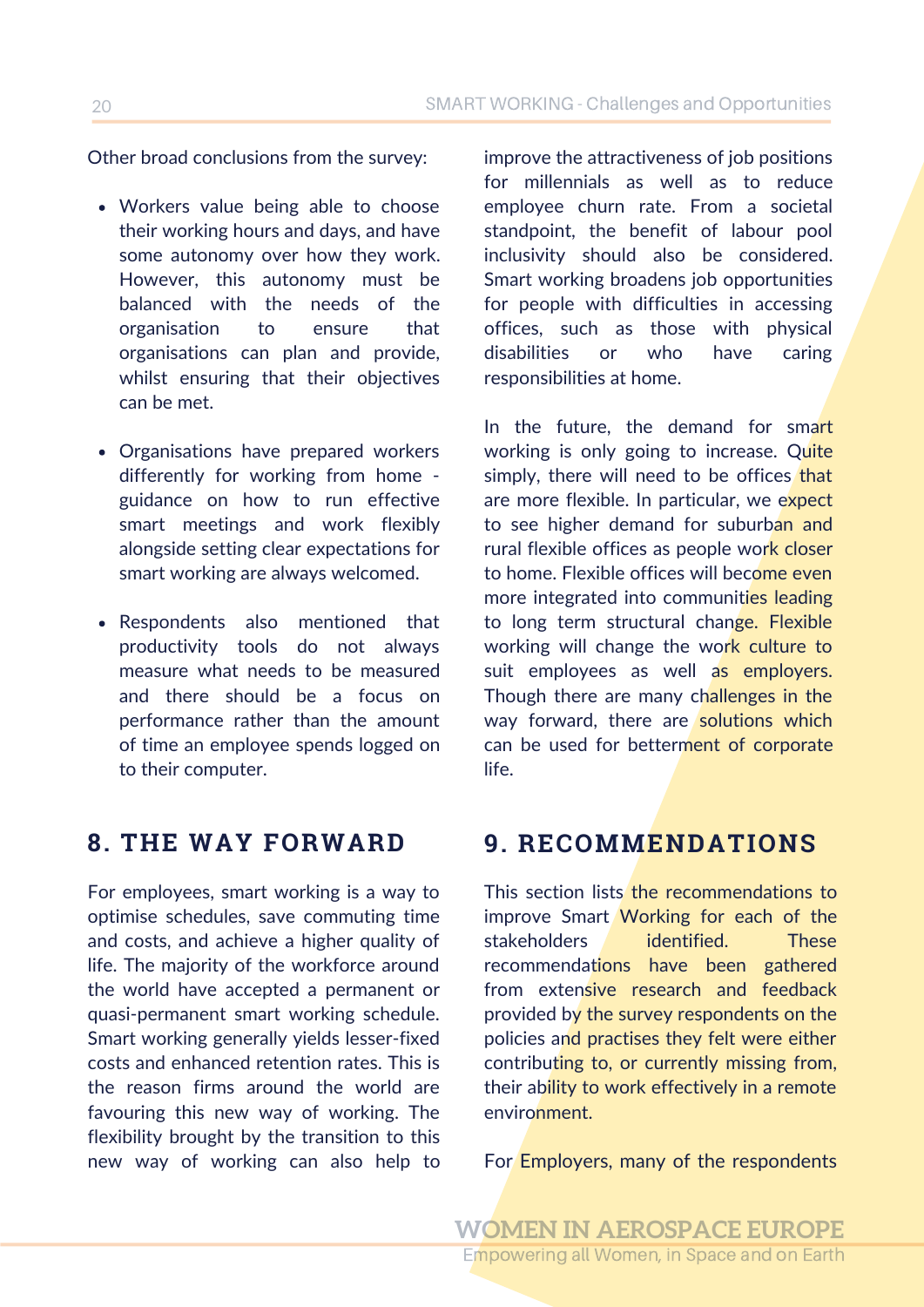Other broad conclusions from the survey:

- Workers value being able to choose their working hours and days, and have some autonomy over how they work. However, this autonomy must be balanced with the needs of the organisation to ensure that organisations can plan and provide, whilst ensuring that their objectives can be met.
- Organisations have prepared workers differently for working from home - guidance on how to run effective smart meetings and work flexibly alongside setting clear expectations for smart working are always welcomed.
- Respondents also mentioned that productivity tools do not always measure what needs to be measured and there should be a focus on performance rather than the amount of time an employee spends logged on to their computer.

## 8. THE WAY FORWARD

For employees, smart working is a way to optimise schedules, save commuting time and costs, and achieve a higher quality of life. The majority of the workforce around the world have accepted a permanent or quasi-permanent smart working schedule. Smart working generally yields lesser-fixed costs and enhanced retention rates. This is the reason firms around the world are favouring this new way of working. The flexibility brought by the transition to this new way of working can also help to improve the attractiveness of job positions for millennials as well as to reduce employee churn rate. From a societal standpoint, the benefit of labour pool inclusivity should also be considered. Smart working broadens job opportunities for people with difficulties in accessing offices, such as those with physical disabilities or who have caring responsibilities at home.

In the future, the demand for smart working is only going to increase. Quite simply, there will need to be offices that are more flexible. In particular, we expect to see higher demand for suburban and rural flexible offices as people work closer to home. Flexible offices will become even more integrated into communities leading to long term structural change. Flexible working will change the work culture to suit employees as well as employers. Though there are many challenges in the way forward, there are solutions which can be used for betterment of corporate life.

## 9. RECOMMENDATIONS

This section lists the recommendations to improve Smart Working for each of the stakeholders identified. These recommendations have been gathered from extensive research and feedback provided by the survey respondents on the policies and practises they felt were either contributing to, or currently missing from, their ability to work effectively in a remote environment.

For Employers, many of the respondents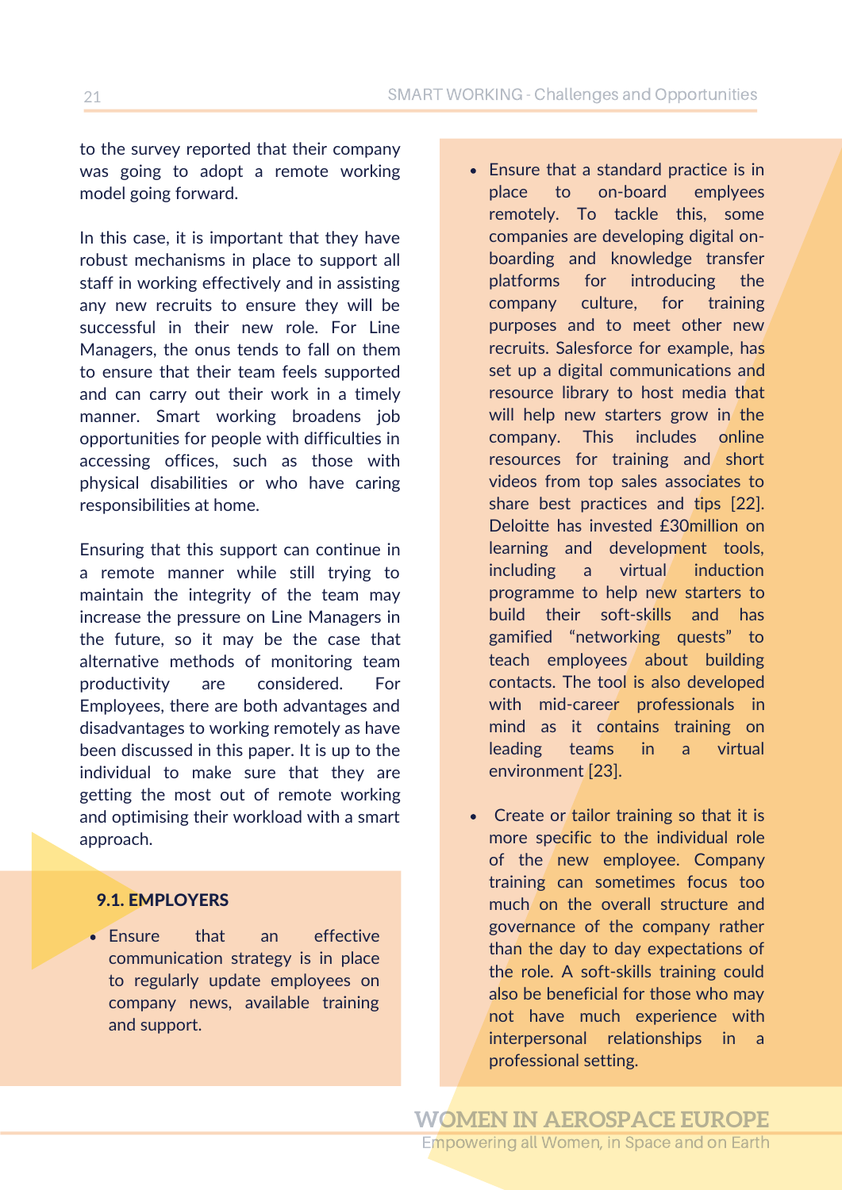to the survey reported that their company was going to adopt a remote working model going forward.

In this case, it is important that they have robust mechanisms in place to support all staff in working effectively and in assisting any new recruits to ensure they will be successful in their new role. For Line Managers, the onus tends to fall on them to ensure that their team feels supported and can carry out their work in a timely manner. Smart working broadens job opportunities for people with difficulties in accessing offices, such as those with physical disabilities or who have caring responsibilities at home.

Ensuring that this support can continue in a remote manner while still trying to maintain the integrity of the team may increase the pressure on Line Managers in the future, so it may be the case that alternative methods of monitoring team productivity are considered. For Employees, there are both advantages and disadvantages to working remotely as have been discussed in this paper. It is up to the individual to make sure that they are getting the most out of remote working and optimising their workload with a smart approach.

### 9.1. EMPLOYERS

- Ensure that an effective communication strategy is in place to regularly update employees on company news, available training and support.
- Ensure that a standard practice is in place to on-board emplyees remotely. To tackle this, some companies are developing digital on-boarding and knowledge transfer platforms for introducing the company culture, for training purposes and to meet other new recruits. Salesforce for example, has set up a digital communications and resource library to host media that will help new starters grow in the company. This includes online resources for training and short videos from top sales associates to share best practices and tips [22]. Deloitte has invested £30million on learning and development tools, including a virtual induction programme to help new starters to build their soft-skills and has gamified "networking quests" to teach employees about building contacts. The tool is also developed with mid-career professionals in mind as it contains training on leading teams in a virtual environment [23].
- Create or tailor training so that it is more specific to the individual role of the new employee. Company training can sometimes focus too much on the overall structure and governance of the company rather than the day to day expectations of the role. A soft-skills training could also be beneficial for those who may not have much experience with interpersonal relationships in a professional setting.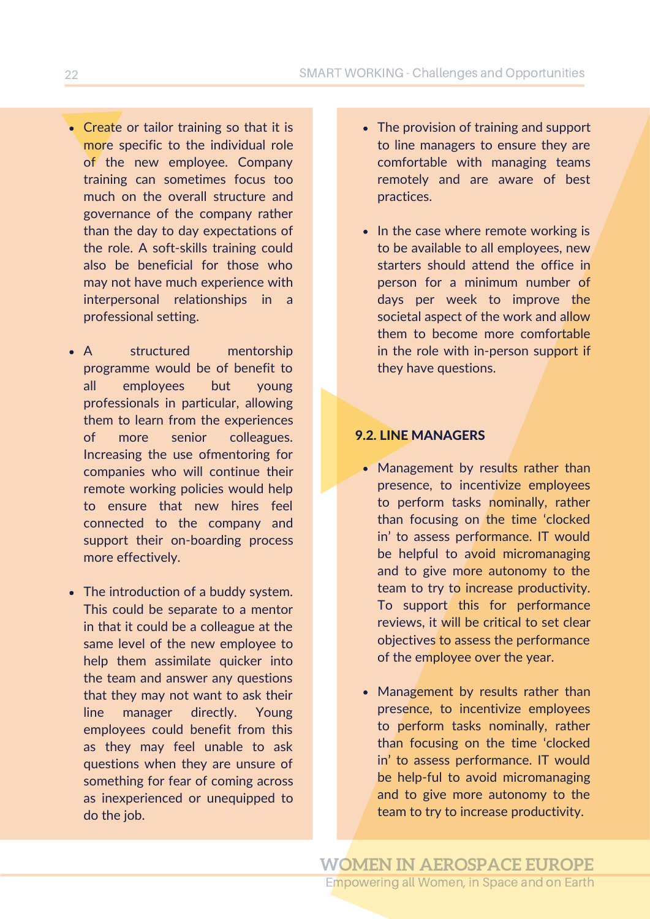- Create or tailor training so that it is more specific to the individual role of the new employee. Company training can sometimes focus too much on the overall structure and governance of the company rather than the day to day expectations of the role. A soft-skills training could also be beneficial for those who may not have much experience with interpersonal relationships in a professional setting.

- A structured mentorship programme would be of benefit to all employees but young professionals in particular, allowing them to learn from the experiences of more senior colleagues. Increasing the use ofmentoring for companies who will continue their remote working policies would help to ensure that new hires feel connected to the company and support their on-boarding process more effectively.

- The introduction of a buddy system. This could be separate to a mentor in that it could be a colleague at the same level of the new employee to help them assimilate quicker into the team and answer any questions that they may not want to ask their line manager directly. Young employees could benefit from this as they may feel unable to ask questions when they are unsure of something for fear of coming across as inexperienced or unequipped to do the job.

- The provision of training and support to line managers to ensure they are comfortable with managing teams remotely and are aware of best practices.

- In the case where remote working is to be available to all employees, new starters should attend the office in person for a minimum number of days per week to improve the societal aspect of the work and allow them to become more comfortable in the role with in-person support if they have questions.

### 9.2. LINE MANAGERS

- Management by results rather than presence, to incentivize employees to perform tasks nominally, rather than focusing on the time 'clocked in' to assess performance. IT would be helpful to avoid micromanaging and to give more autonomy to the team to try to increase productivity. To support this for performance reviews, it will be critical to set clear objectives to assess the performance of the employee over the year.

- Management by results rather than presence, to incentivize employees to perform tasks nominally, rather than focusing on the time 'clocked in' to assess performance. IT would be help-ful to avoid micromanaging and to give more autonomy to the team to try to increase productivity.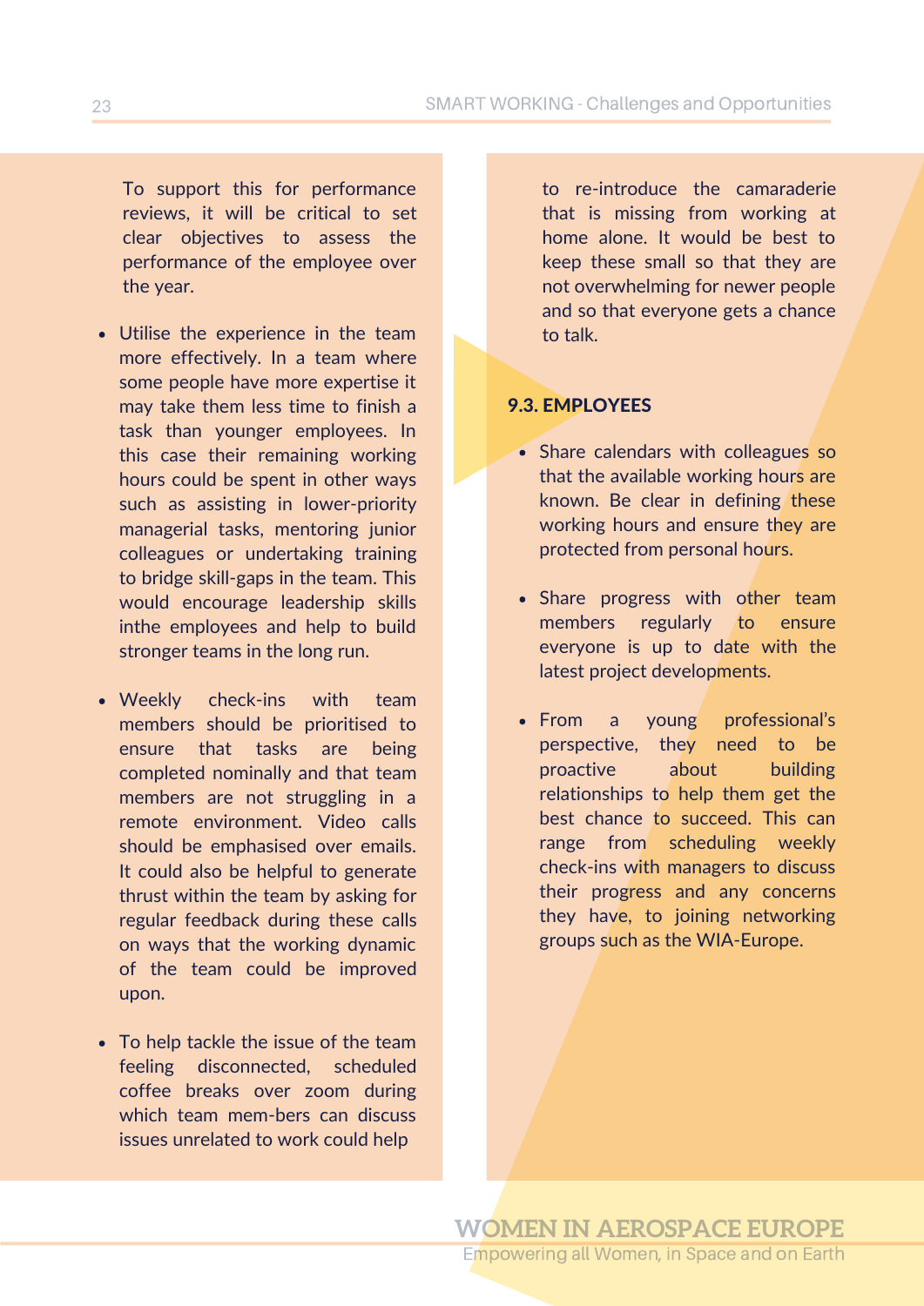To support this for performance reviews, it will be critical to set clear objectives to assess the performance of the employee over the year.

- Utilise the experience in the team more effectively. In a team where some people have more expertise it may take them less time to finish a task than younger employees. In this case their remaining working hours could be spent in other ways such as assisting in lower-priority managerial tasks, mentoring junior colleagues or undertaking training to bridge skill-gaps in the team. This would encourage leadership skills inthe employees and help to build stronger teams in the long run.

- Weekly check-ins with team members should be prioritised to ensure that tasks are being completed nominally and that team members are not struggling in a remote environment. Video calls should be emphasised over emails. It could also be helpful to generate thrust within the team by asking for regular feedback during these calls on ways that the working dynamic of the team could be improved upon.

- To help tackle the issue of the team feeling disconnected, scheduled coffee breaks over zoom during which team mem-bers can discuss issues unrelated to work could help to re-introduce the camaraderie that is missing from working at home alone. It would be best to keep these small so that they are not overwhelming for newer people and so that everyone gets a chance to talk.

### 9.3. EMPLOYEES

- Share calendars with colleagues so that the available working hours are known. Be clear in defining these working hours and ensure they are protected from personal hours.

- Share progress with other team members regularly to ensure everyone is up to date with the latest project developments.

- From a young professional's perspective, they need to be proactive about building relationships to help them get the best chance to succeed. This can range from scheduling weekly check-ins with managers to discuss their progress and any concerns they have, to joining networking groups such as the WIA-Europe.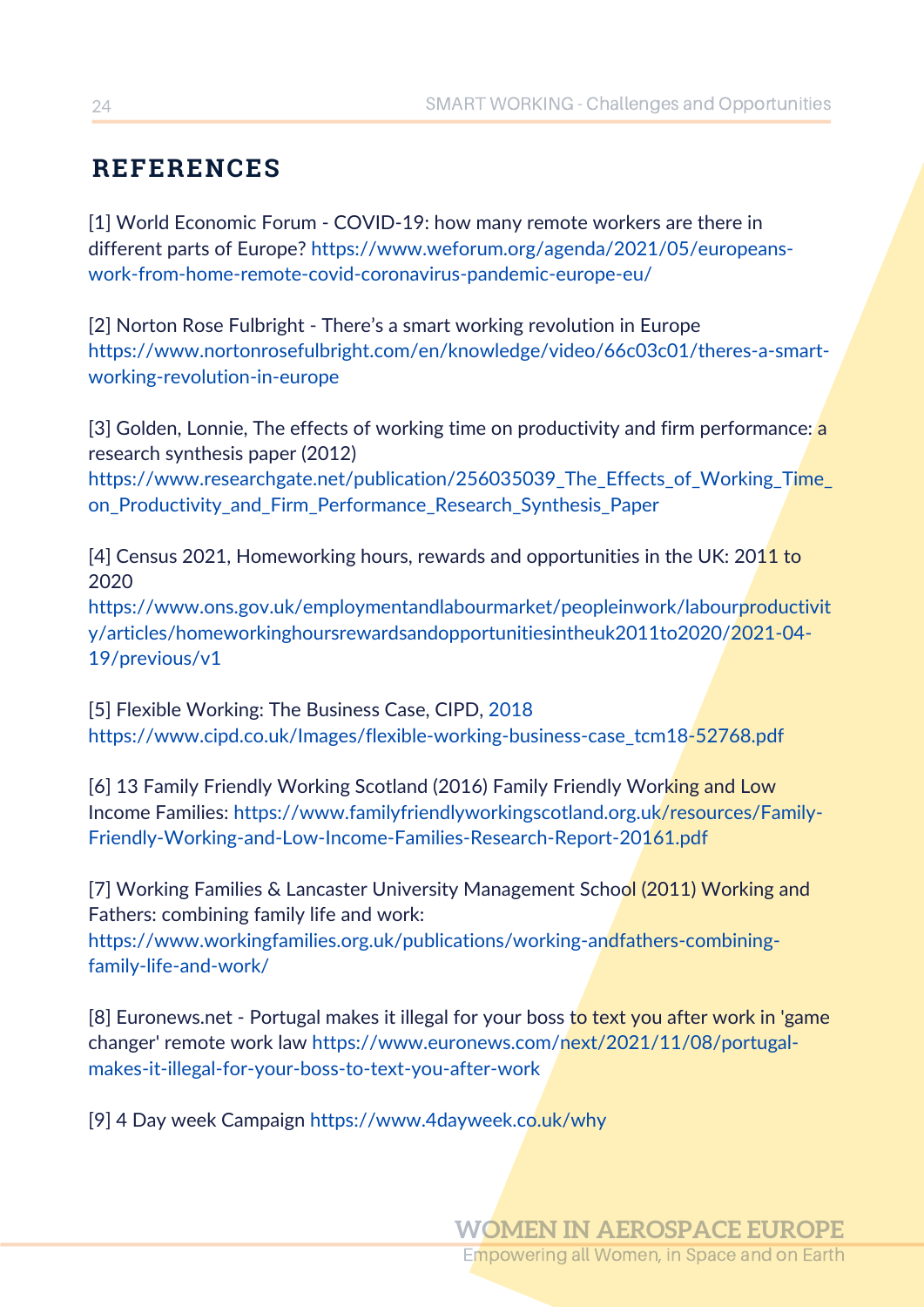# REFERENCES

[1] World Economic Forum - COVID-19: how many remote workers are there in different parts of Europe? https://www.weforum.org/agenda/2021/05/europeans-work-from-home-remote-covid-coronavirus-pandemic-europe-eu/

[2] Norton Rose Fulbright - There's a smart working revolution in Europe https://www.nortonrosefulbright.com/en/knowledge/video/66c03c01/theres-a-smart-working-revolution-in-europe

[3] Golden, Lonnie, The effects of working time on productivity and firm performance: a research synthesis paper (2012) https://www.researchgate.net/publication/256035039_The_Effects_of_Working_Time_on_Productivity_and_Firm_Performance_Research_Synthesis_Paper

[4] Census 2021, Homeworking hours, rewards and opportunities in the UK: 2011 to 2020 https://www.ons.gov.uk/employmentandlabourmarket/peopleinwork/labourproductivity/articles/homeworkinghoursrewardsandopportunitiesintheuk2011to2020/2021-04-19/previous/v1

[5] Flexible Working: The Business Case, CIPD, 2018 https://www.cipd.co.uk/Images/flexible-working-business-case_tcm18-52768.pdf

[6] 13 Family Friendly Working Scotland (2016) Family Friendly Working and Low Income Families: https://www.familyfriendlyworkingscotland.org.uk/resources/Family-Friendly-Working-and-Low-Income-Families-Research-Report-20161.pdf

[7] Working Families & Lancaster University Management School (2011) Working and Fathers: combining family life and work: https://www.workingfamilies.org.uk/publications/working-andfathers-combining-family-life-and-work/

[8] Euronews.net - Portugal makes it illegal for your boss to text you after work in 'game changer' remote work law https://www.euronews.com/next/2021/11/08/portugal-makes-it-illegal-for-your-boss-to-text-you-after-work

[9] 4 Day week Campaign https://www.4dayweek.co.uk/why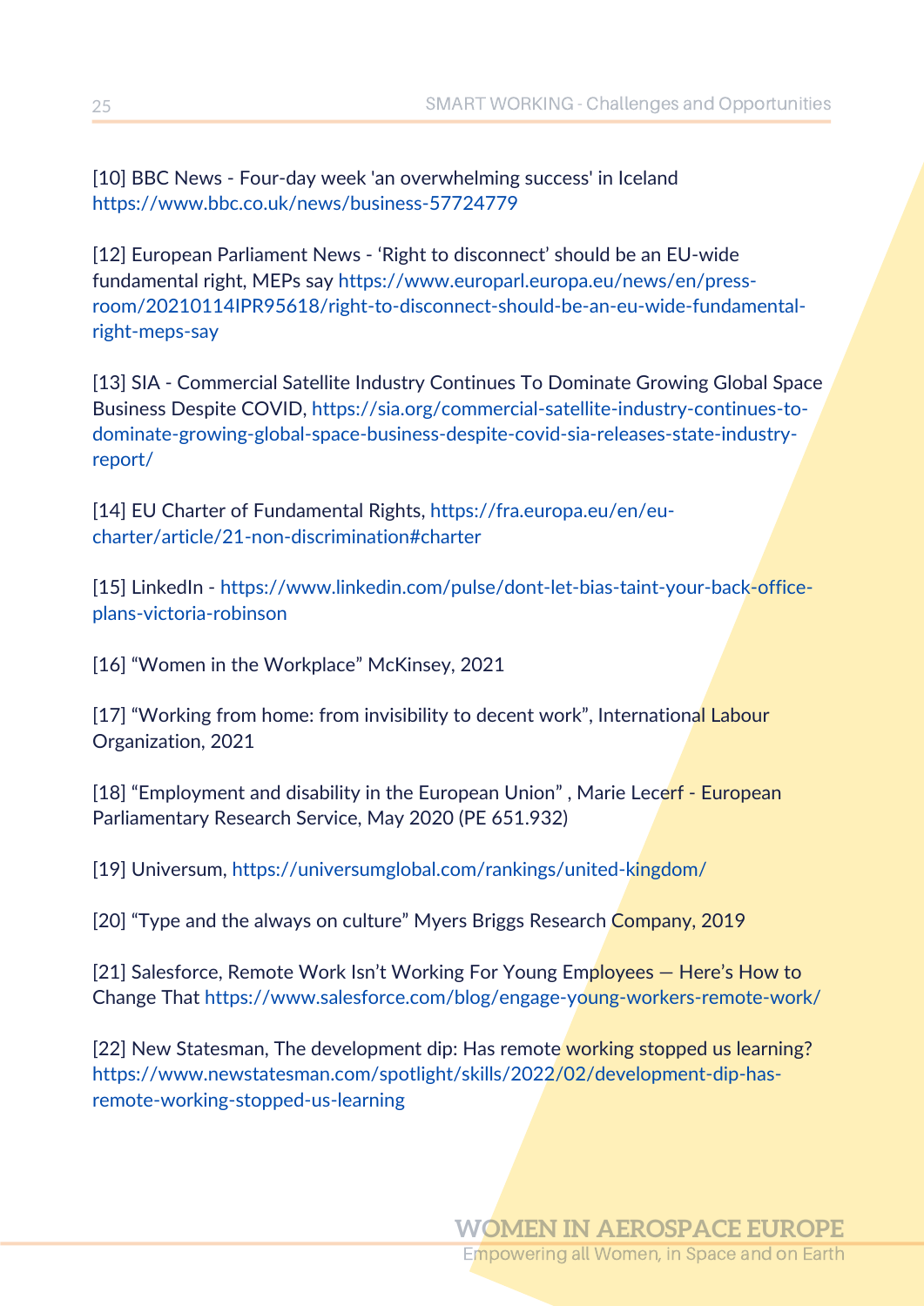[10] BBC News - Four-day week 'an overwhelming success' in Iceland https://www.bbc.co.uk/news/business-57724779

[12] European Parliament News - 'Right to disconnect' should be an EU-wide fundamental right, MEPs say https://www.europarl.europa.eu/news/en/press-room/20210114IPR95618/right-to-disconnect-should-be-an-eu-wide-fundamental-right-meps-say

[13] SIA - Commercial Satellite Industry Continues To Dominate Growing Global Space Business Despite COVID, https://sia.org/commercial-satellite-industry-continues-to-dominate-growing-global-space-business-despite-covid-sia-releases-state-industry-report/

[14] EU Charter of Fundamental Rights, https://fra.europa.eu/en/eu-charter/article/21-non-discrimination#charter

[15] LinkedIn - https://www.linkedin.com/pulse/dont-let-bias-taint-your-back-office-plans-victoria-robinson

[16] "Women in the Workplace" McKinsey, 2021

[17] "Working from home: from invisibility to decent work", International Labour Organization, 2021

[18] "Employment and disability in the European Union" , Marie Lecerf - European Parliamentary Research Service, May 2020 (PE 651.932)

[19] Universum, https://universumglobal.com/rankings/united-kingdom/

[20] "Type and the always on culture" Myers Briggs Research Company, 2019

[21] Salesforce, Remote Work Isn't Working For Young Employees — Here's How to Change That https://www.salesforce.com/blog/engage-young-workers-remote-work/

[22] New Statesman, The development dip: Has remote working stopped us learning? https://www.newstatesman.com/spotlight/skills/2022/02/development-dip-has-remote-working-stopped-us-learning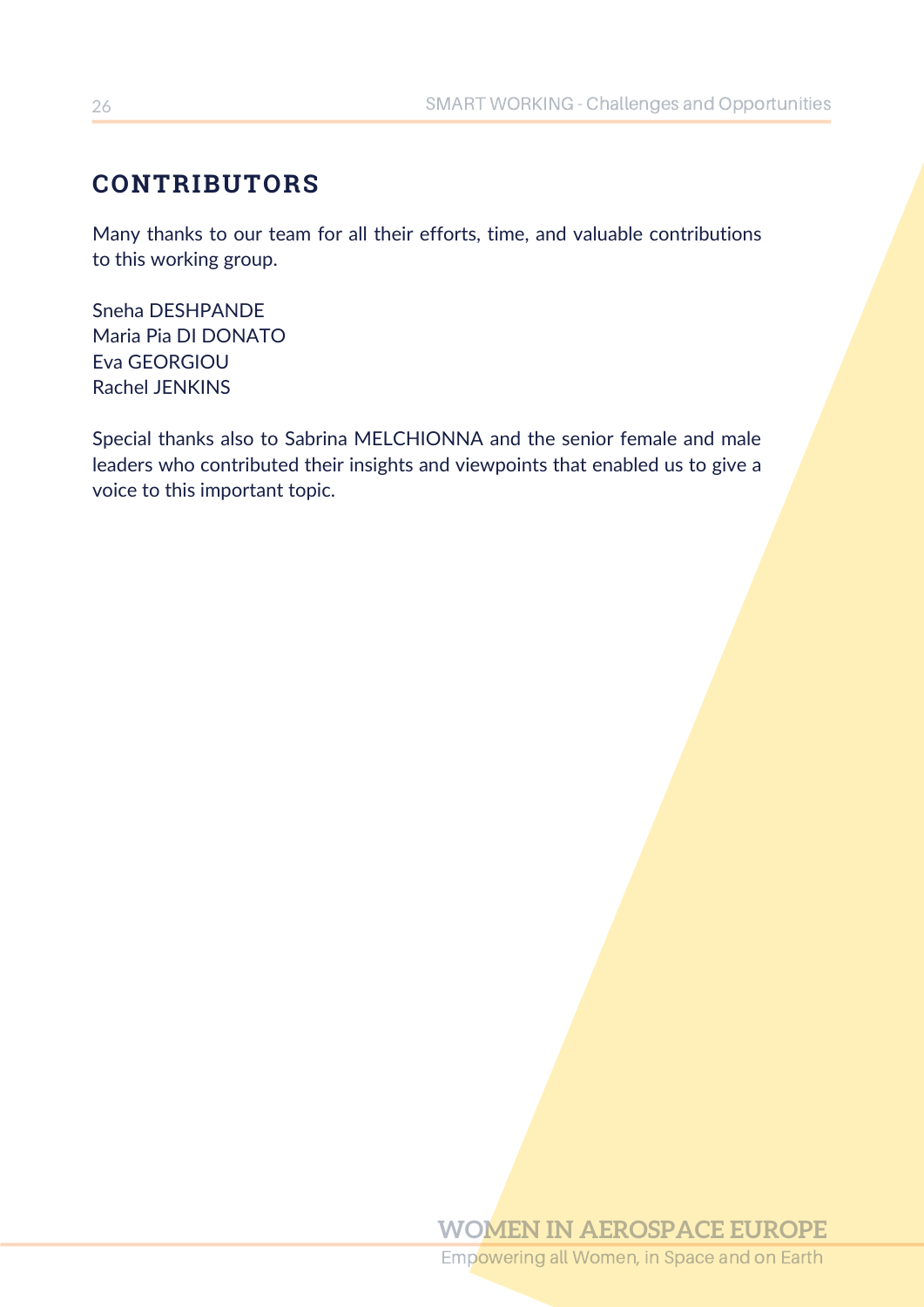## CONTRIBUTORS

Many thanks to our team for all their efforts, time, and valuable contributions to this working group.

Sneha DESHPANDE
Maria Pia DI DONATO
Eva GEORGIOU
Rachel JENKINS

Special thanks also to Sabrina MELCHIONNA and the senior female and male leaders who contributed their insights and viewpoints that enabled us to give a voice to this important topic.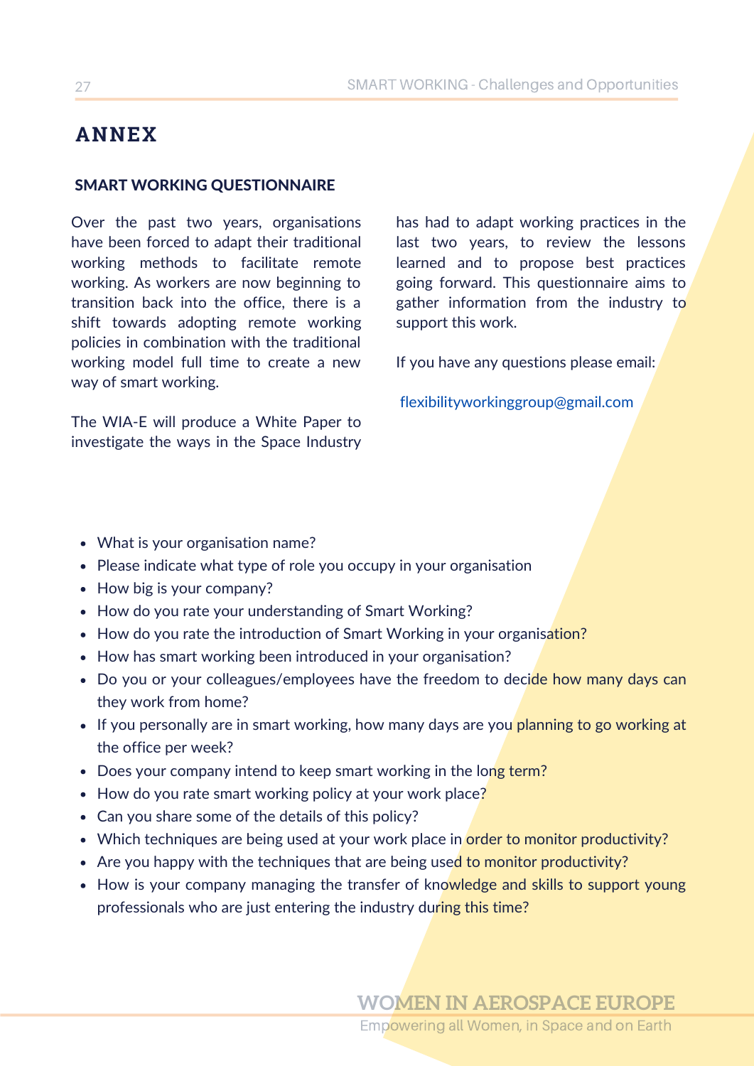# ANNEX

## SMART WORKING QUESTIONNAIRE

Over the past two years, organisations have been forced to adapt their traditional working methods to facilitate remote working. As workers are now beginning to transition back into the office, there is a shift towards adopting remote working policies in combination with the traditional working model full time to create a new way of smart working.

The WIA-E will produce a White Paper to investigate the ways in the Space Industry has had to adapt working practices in the last two years, to review the lessons learned and to propose best practices going forward. This questionnaire aims to gather information from the industry to support this work.

If you have any questions please email:

flexibilityworkinggroup@gmail.com

- What is your organisation name?
- Please indicate what type of role you occupy in your organisation
- How big is your company?
- How do you rate your understanding of Smart Working?
- How do you rate the introduction of Smart Working in your organisation?
- How has smart working been introduced in your organisation?
- Do you or your colleagues/employees have the freedom to decide how many days can they work from home?
- If you personally are in smart working, how many days are you planning to go working at the office per week?
- Does your company intend to keep smart working in the long term?
- How do you rate smart working policy at your work place?
- Can you share some of the details of this policy?
- Which techniques are being used at your work place in order to monitor productivity?
- Are you happy with the techniques that are being used to monitor productivity?
- How is your company managing the transfer of knowledge and skills to support young professionals who are just entering the industry during this time?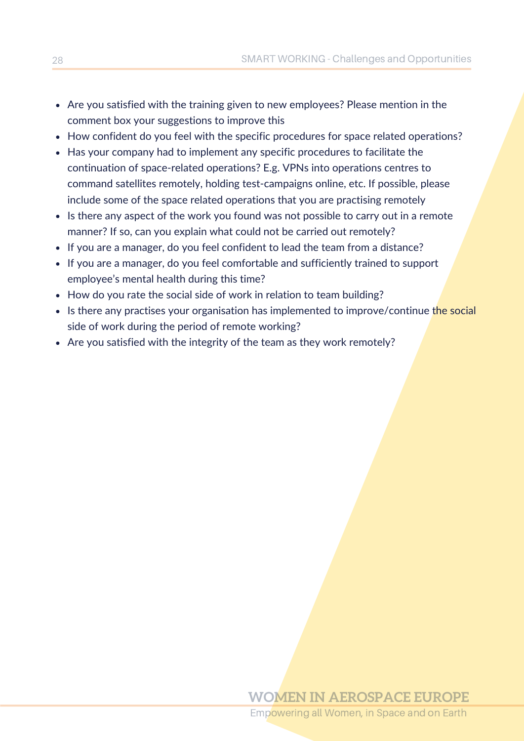- Are you satisfied with the training given to new employees? Please mention in the comment box your suggestions to improve this
- How confident do you feel with the specific procedures for space related operations?
- Has your company had to implement any specific procedures to facilitate the continuation of space-related operations? E.g. VPNs into operations centres to command satellites remotely, holding test-campaigns online, etc. If possible, please include some of the space related operations that you are practising remotely
- Is there any aspect of the work you found was not possible to carry out in a remote manner? If so, can you explain what could not be carried out remotely?
- If you are a manager, do you feel confident to lead the team from a distance?
- If you are a manager, do you feel comfortable and sufficiently trained to support employee's mental health during this time?
- How do you rate the social side of work in relation to team building?
- Is there any practises your organisation has implemented to improve/continue the social side of work during the period of remote working?
- Are you satisfied with the integrity of the team as they work remotely?